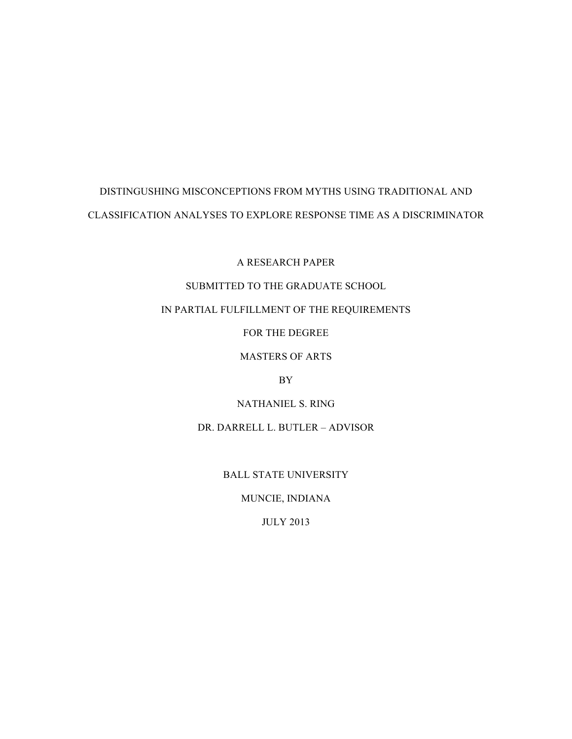# DISTINGUSHING MISCONCEPTIONS FROM MYTHS USING TRADITIONAL AND CLASSIFICATION ANALYSES TO EXPLORE RESPONSE TIME AS A DISCRIMINATOR

A RESEARCH PAPER

SUBMITTED TO THE GRADUATE SCHOOL

IN PARTIAL FULFILLMENT OF THE REQUIREMENTS

FOR THE DEGREE

MASTERS OF ARTS

BY

NATHANIEL S. RING

DR. DARRELL L. BUTLER – ADVISOR

BALL STATE UNIVERSITY

MUNCIE, INDIANA

JULY 2013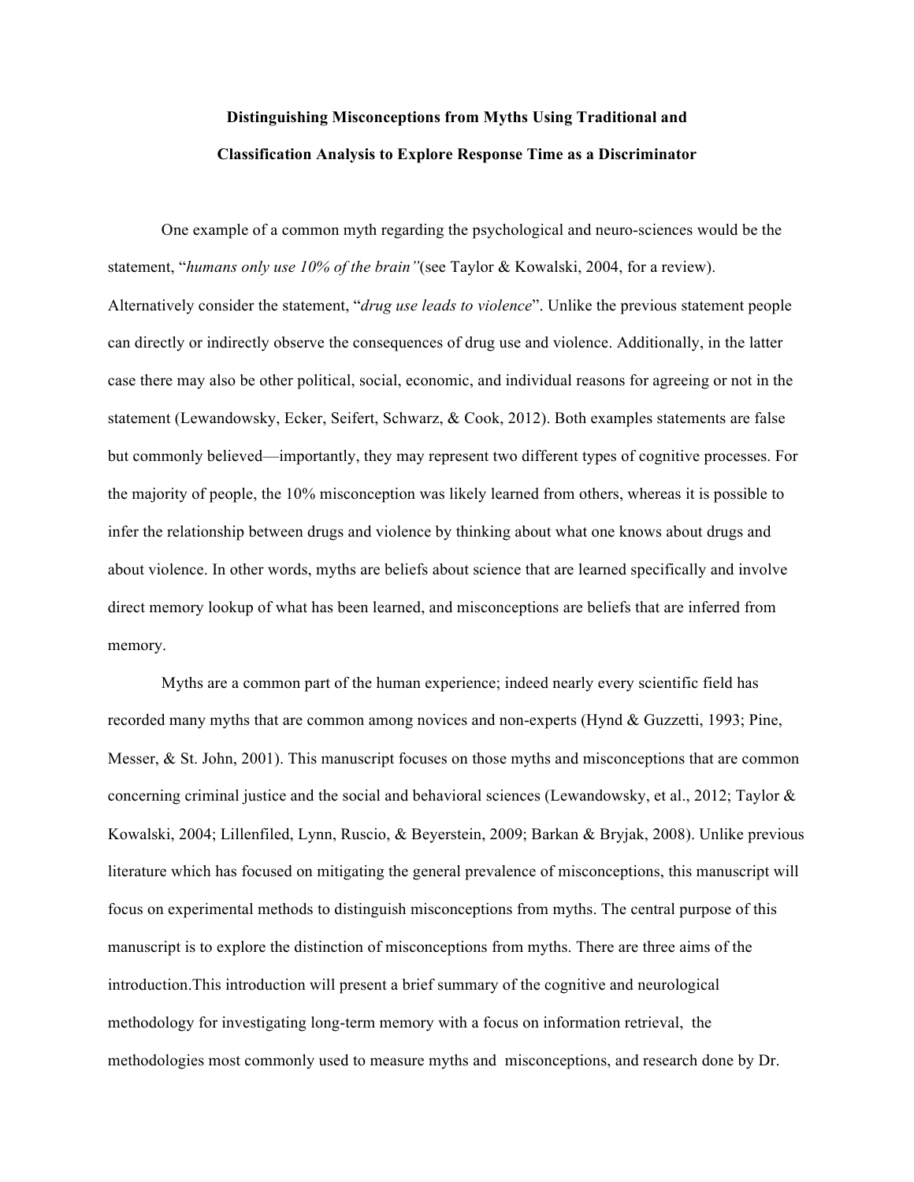**Distinguishing Misconceptions from Myths Using Traditional and Classification Analysis to Explore Response Time as a Discriminator**

One example of a common myth regarding the psychological and neuro-sciences would be the statement, "*humans only use 10% of the brain"*(see Taylor & Kowalski, 2004, for a review). Alternatively consider the statement, "*drug use leads to violence*". Unlike the previous statement people can directly or indirectly observe the consequences of drug use and violence. Additionally, in the latter case there may also be other political, social, economic, and individual reasons for agreeing or not in the statement (Lewandowsky, Ecker, Seifert, Schwarz, & Cook, 2012). Both examples statements are false but commonly believed—importantly, they may represent two different types of cognitive processes. For the majority of people, the 10% misconception was likely learned from others, whereas it is possible to infer the relationship between drugs and violence by thinking about what one knows about drugs and about violence. In other words, myths are beliefs about science that are learned specifically and involve direct memory lookup of what has been learned, and misconceptions are beliefs that are inferred from memory.

Myths are a common part of the human experience; indeed nearly every scientific field has recorded many myths that are common among novices and non-experts (Hynd & Guzzetti, 1993; Pine, Messer, & St. John, 2001). This manuscript focuses on those myths and misconceptions that are common concerning criminal justice and the social and behavioral sciences (Lewandowsky, et al., 2012; Taylor & Kowalski, 2004; Lillenfiled, Lynn, Ruscio, & Beyerstein, 2009; Barkan & Bryjak, 2008). Unlike previous literature which has focused on mitigating the general prevalence of misconceptions, this manuscript will focus on experimental methods to distinguish misconceptions from myths. The central purpose of this manuscript is to explore the distinction of misconceptions from myths. There are three aims of the introduction.This introduction will present a brief summary of the cognitive and neurological methodology for investigating long-term memory with a focus on information retrieval, the methodologies most commonly used to measure myths and misconceptions, and research done by Dr.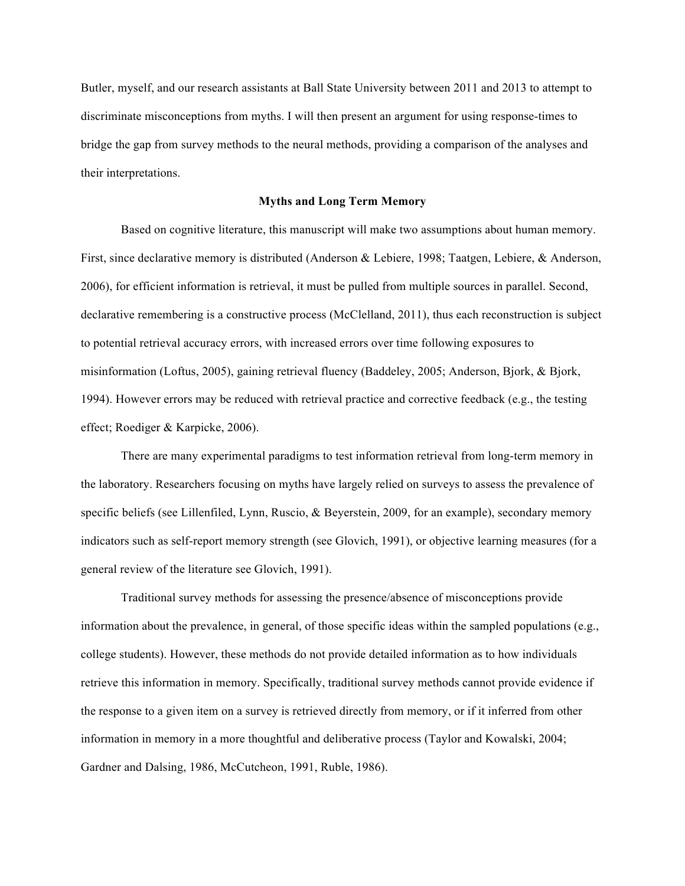Butler, myself, and our research assistants at Ball State University between 2011 and 2013 to attempt to discriminate misconceptions from myths. I will then present an argument for using response-times to bridge the gap from survey methods to the neural methods, providing a comparison of the analyses and their interpretations.

## Myths and Long Term Memory

Based on cognitive literature, this manuscript will make two assumptions about human memory. First, since declarative memory is distributed (Anderson & Lebiere, 1998; Taatgen, Lebiere, & Anderson, 2006), for efficient information is retrieval, it must be pulled from multiple sources in parallel. Second, declarative remembering is a constructive process (McClelland, 2011), thus each reconstruction is subject to potential retrieval accuracy errors, with increased errors over time following exposures to misinformation (Loftus, 2005), gaining retrieval fluency (Baddeley, 2005; Anderson, Bjork, & Bjork, 1994). However errors may be reduced with retrieval practice and corrective feedback (e.g., the testing effect; Roediger & Karpicke, 2006).

There are many experimental paradigms to test information retrieval from long-term memory in the laboratory. Researchers focusing on myths have largely relied on surveys to assess the prevalence of specific beliefs (see Lillenfiled, Lynn, Ruscio, & Beyerstein, 2009, for an example), secondary memory indicators such as self-report memory strength (see Glovich, 1991), or objective learning measures (for a general review of the literature see Glovich, 1991).

Traditional survey methods for assessing the presence/absence of misconceptions provide information about the prevalence, in general, of those specific ideas within the sampled populations (e.g., college students). However, these methods do not provide detailed information as to how individuals retrieve this information in memory. Specifically, traditional survey methods cannot provide evidence if the response to a given item on a survey is retrieved directly from memory, or if it inferred from other information in memory in a more thoughtful and deliberative process (Taylor and Kowalski, 2004; Gardner and Dalsing, 1986, McCutcheon, 1991, Ruble, 1986).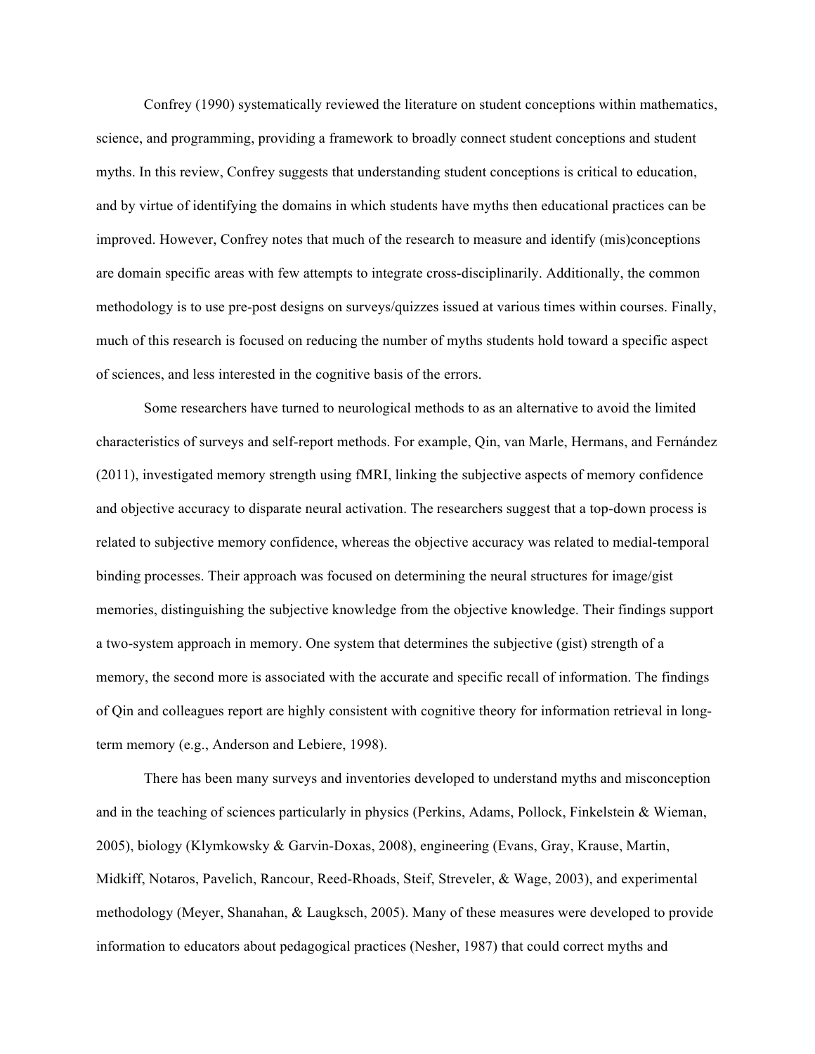Confrey (1990) systematically reviewed the literature on student conceptions within mathematics, science, and programming, providing a framework to broadly connect student conceptions and student myths. In this review, Confrey suggests that understanding student conceptions is critical to education, and by virtue of identifying the domains in which students have myths then educational practices can be improved. However, Confrey notes that much of the research to measure and identify (mis)conceptions are domain specific areas with few attempts to integrate cross-disciplinarily. Additionally, the common methodology is to use pre-post designs on surveys/quizzes issued at various times within courses. Finally, much of this research is focused on reducing the number of myths students hold toward a specific aspect of sciences, and less interested in the cognitive basis of the errors.

Some researchers have turned to neurological methods to as an alternative to avoid the limited characteristics of surveys and self-report methods. For example, Qin, van Marle, Hermans, and Fernández (2011), investigated memory strength using fMRI, linking the subjective aspects of memory confidence and objective accuracy to disparate neural activation. The researchers suggest that a top-down process is related to subjective memory confidence, whereas the objective accuracy was related to medial-temporal binding processes. Their approach was focused on determining the neural structures for image/gist memories, distinguishing the subjective knowledge from the objective knowledge. Their findings support a two-system approach in memory. One system that determines the subjective (gist) strength of a memory, the second more is associated with the accurate and specific recall of information. The findings of Qin and colleagues report are highly consistent with cognitive theory for information retrieval in long-term memory (e.g., Anderson and Lebiere, 1998).

There has been many surveys and inventories developed to understand myths and misconception and in the teaching of sciences particularly in physics (Perkins, Adams, Pollock, Finkelstein & Wieman, 2005), biology (Klymkowsky & Garvin-Doxas, 2008), engineering (Evans, Gray, Krause, Martin, Midkiff, Notaros, Pavelich, Rancour, Reed-Rhoads, Steif, Streveler, & Wage, 2003), and experimental methodology (Meyer, Shanahan, & Laugksch, 2005). Many of these measures were developed to provide information to educators about pedagogical practices (Nesher, 1987) that could correct myths and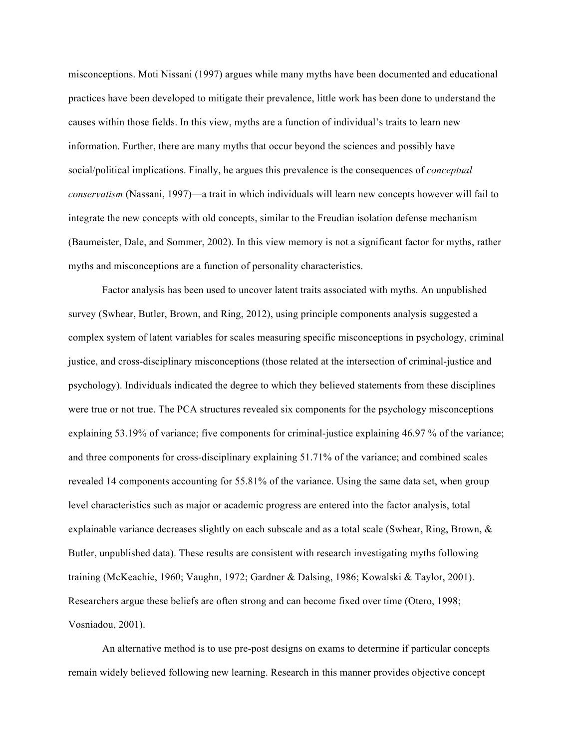misconceptions. Moti Nissani (1997) argues while many myths have been documented and educational practices have been developed to mitigate their prevalence, little work has been done to understand the causes within those fields. In this view, myths are a function of individual's traits to learn new information. Further, there are many myths that occur beyond the sciences and possibly have social/political implications. Finally, he argues this prevalence is the consequences of *conceptual conservatism* (Nassani, 1997)—a trait in which individuals will learn new concepts however will fail to integrate the new concepts with old concepts, similar to the Freudian isolation defense mechanism (Baumeister, Dale, and Sommer, 2002). In this view memory is not a significant factor for myths, rather myths and misconceptions are a function of personality characteristics.

Factor analysis has been used to uncover latent traits associated with myths. An unpublished survey (Swhear, Butler, Brown, and Ring, 2012), using principle components analysis suggested a complex system of latent variables for scales measuring specific misconceptions in psychology, criminal justice, and cross-disciplinary misconceptions (those related at the intersection of criminal-justice and psychology). Individuals indicated the degree to which they believed statements from these disciplines were true or not true. The PCA structures revealed six components for the psychology misconceptions explaining 53.19% of variance; five components for criminal-justice explaining 46.97 % of the variance; and three components for cross-disciplinary explaining 51.71% of the variance; and combined scales revealed 14 components accounting for 55.81% of the variance. Using the same data set, when group level characteristics such as major or academic progress are entered into the factor analysis, total explainable variance decreases slightly on each subscale and as a total scale (Swhear, Ring, Brown, & Butler, unpublished data). These results are consistent with research investigating myths following training (McKeachie, 1960; Vaughn, 1972; Gardner & Dalsing, 1986; Kowalski & Taylor, 2001). Researchers argue these beliefs are often strong and can become fixed over time (Otero, 1998; Vosniadou, 2001).

An alternative method is to use pre-post designs on exams to determine if particular concepts remain widely believed following new learning. Research in this manner provides objective concept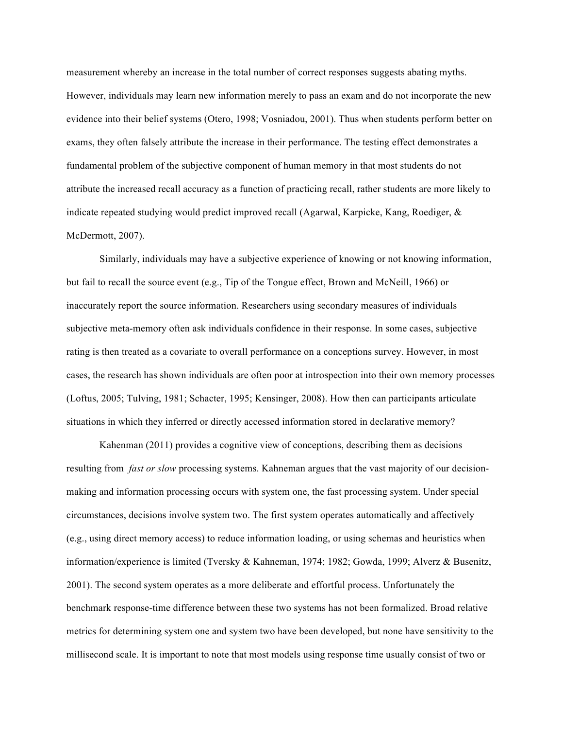measurement whereby an increase in the total number of correct responses suggests abating myths. However, individuals may learn new information merely to pass an exam and do not incorporate the new evidence into their belief systems (Otero, 1998; Vosniadou, 2001). Thus when students perform better on exams, they often falsely attribute the increase in their performance. The testing effect demonstrates a fundamental problem of the subjective component of human memory in that most students do not attribute the increased recall accuracy as a function of practicing recall, rather students are more likely to indicate repeated studying would predict improved recall (Agarwal, Karpicke, Kang, Roediger, & McDermott, 2007).

Similarly, individuals may have a subjective experience of knowing or not knowing information, but fail to recall the source event (e.g., Tip of the Tongue effect, Brown and McNeill, 1966) or inaccurately report the source information. Researchers using secondary measures of individuals subjective meta-memory often ask individuals confidence in their response. In some cases, subjective rating is then treated as a covariate to overall performance on a conceptions survey. However, in most cases, the research has shown individuals are often poor at introspection into their own memory processes (Loftus, 2005; Tulving, 1981; Schacter, 1995; Kensinger, 2008). How then can participants articulate situations in which they inferred or directly accessed information stored in declarative memory?

Kahenman (2011) provides a cognitive view of conceptions, describing them as decisions resulting from *fast or slow* processing systems. Kahneman argues that the vast majority of our decision-making and information processing occurs with system one, the fast processing system. Under special circumstances, decisions involve system two. The first system operates automatically and affectively (e.g., using direct memory access) to reduce information loading, or using schemas and heuristics when information/experience is limited (Tversky & Kahneman, 1974; 1982; Gowda, 1999; Alverz & Busenitz, 2001). The second system operates as a more deliberate and effortful process. Unfortunately the benchmark response-time difference between these two systems has not been formalized. Broad relative metrics for determining system one and system two have been developed, but none have sensitivity to the millisecond scale. It is important to note that most models using response time usually consist of two or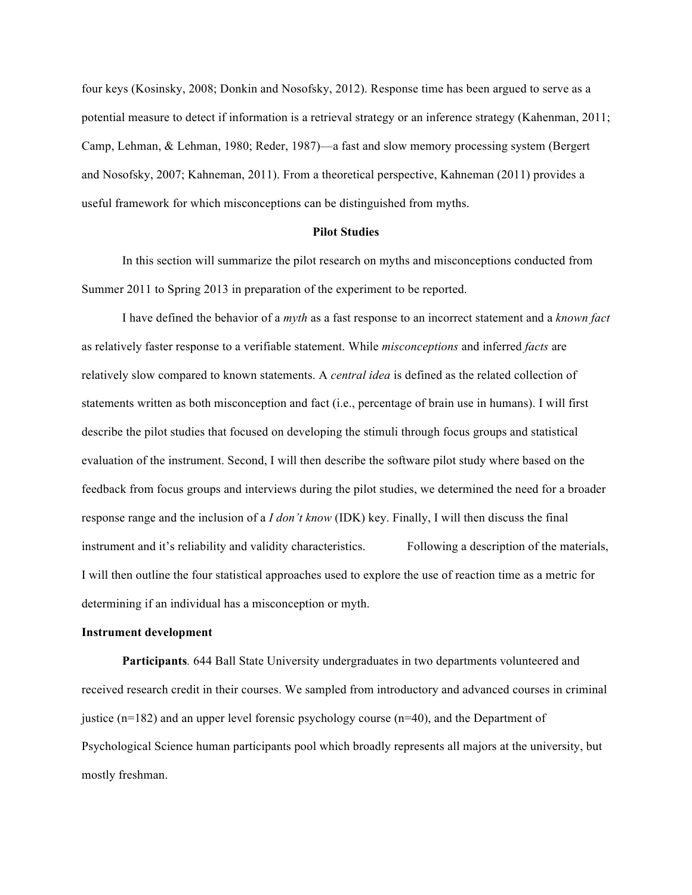four keys (Kosinsky, 2008; Donkin and Nosofsky, 2012). Response time has been argued to serve as a potential measure to detect if information is a retrieval strategy or an inference strategy (Kahenman, 2011; Camp, Lehman, & Lehman, 1980; Reder, 1987)—a fast and slow memory processing system (Bergert and Nosofsky, 2007; Kahneman, 2011). From a theoretical perspective, Kahneman (2011) provides a useful framework for which misconceptions can be distinguished from myths.

## Pilot Studies

In this section will summarize the pilot research on myths and misconceptions conducted from Summer 2011 to Spring 2013 in preparation of the experiment to be reported.

I have defined the behavior of a *myth* as a fast response to an incorrect statement and a *known fact* as relatively faster response to a verifiable statement. While *misconceptions* and inferred *facts* are relatively slow compared to known statements. A *central idea* is defined as the related collection of statements written as both misconception and fact (i.e., percentage of brain use in humans). I will first describe the pilot studies that focused on developing the stimuli through focus groups and statistical evaluation of the instrument. Second, I will then describe the software pilot study where based on the feedback from focus groups and interviews during the pilot studies, we determined the need for a broader response range and the inclusion of a *I don't know* (IDK) key. Finally, I will then discuss the final instrument and it's reliability and validity characteristics. Following a description of the materials, I will then outline the four statistical approaches used to explore the use of reaction time as a metric for determining if an individual has a misconception or myth.

### Instrument development

**Participants**. 644 Ball State University undergraduates in two departments volunteered and received research credit in their courses. We sampled from introductory and advanced courses in criminal justice (n=182) and an upper level forensic psychology course (n=40), and the Department of Psychological Science human participants pool which broadly represents all majors at the university, but mostly freshman.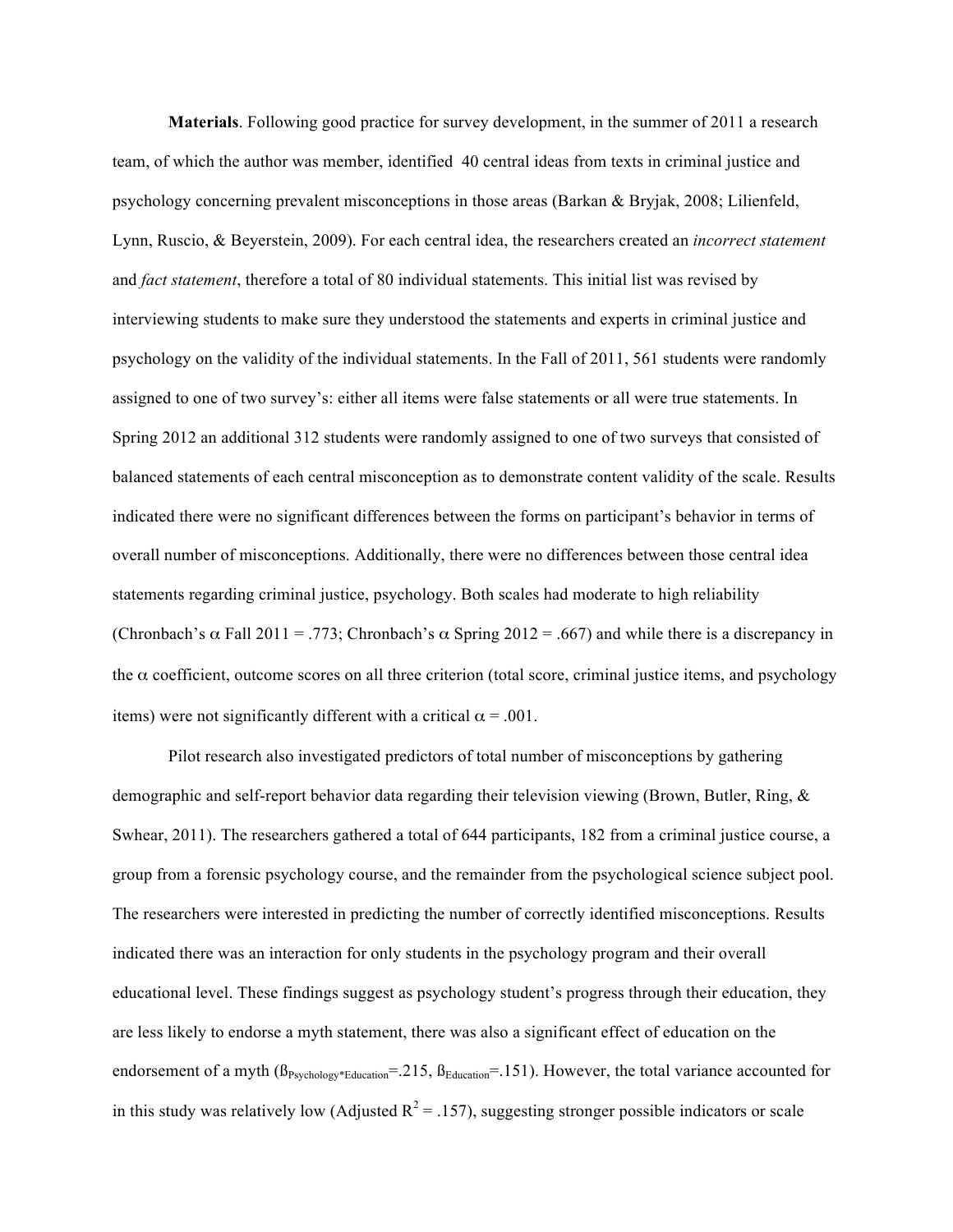**Materials**. Following good practice for survey development, in the summer of 2011 a research team, of which the author was member, identified 40 central ideas from texts in criminal justice and psychology concerning prevalent misconceptions in those areas (Barkan & Bryjak, 2008; Lilienfeld, Lynn, Ruscio, & Beyerstein, 2009). For each central idea, the researchers created an *incorrect statement* and *fact statement*, therefore a total of 80 individual statements. This initial list was revised by interviewing students to make sure they understood the statements and experts in criminal justice and psychology on the validity of the individual statements. In the Fall of 2011, 561 students were randomly assigned to one of two survey's: either all items were false statements or all were true statements. In Spring 2012 an additional 312 students were randomly assigned to one of two surveys that consisted of balanced statements of each central misconception as to demonstrate content validity of the scale. Results indicated there were no significant differences between the forms on participant's behavior in terms of overall number of misconceptions. Additionally, there were no differences between those central idea statements regarding criminal justice, psychology. Both scales had moderate to high reliability (Chronbach's $\alpha$ Fall 2011 = .773; Chronbach's $\alpha$ Spring 2012 = .667) and while there is a discrepancy in the $\alpha$ coefficient, outcome scores on all three criterion (total score, criminal justice items, and psychology items) were not significantly different with a critical $\alpha = .001$.

Pilot research also investigated predictors of total number of misconceptions by gathering demographic and self-report behavior data regarding their television viewing (Brown, Butler, Ring, & Swhear, 2011). The researchers gathered a total of 644 participants, 182 from a criminal justice course, a group from a forensic psychology course, and the remainder from the psychological science subject pool. The researchers were interested in predicting the number of correctly identified misconceptions. Results indicated there was an interaction for only students in the psychology program and their overall educational level. These findings suggest as psychology student's progress through their education, they are less likely to endorse a myth statement, there was also a significant effect of education on the endorsement of a myth ($ß_{Psychology*Education}$=.215, $ß_{Education}$=.151). However, the total variance accounted for in this study was relatively low (Adjusted $R^2$ = .157), suggesting stronger possible indicators or scale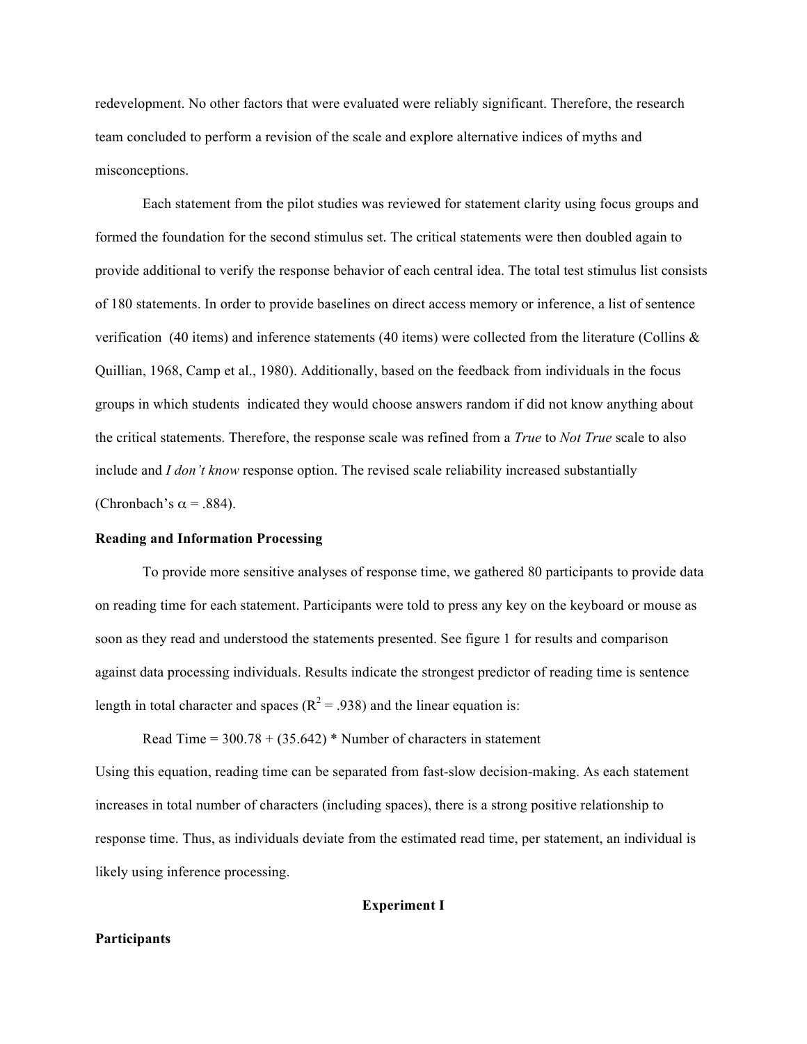redevelopment. No other factors that were evaluated were reliably significant. Therefore, the research team concluded to perform a revision of the scale and explore alternative indices of myths and misconceptions.

Each statement from the pilot studies was reviewed for statement clarity using focus groups and formed the foundation for the second stimulus set. The critical statements were then doubled again to provide additional to verify the response behavior of each central idea. The total test stimulus list consists of 180 statements. In order to provide baselines on direct access memory or inference, a list of sentence verification (40 items) and inference statements (40 items) were collected from the literature (Collins & Quillian, 1968, Camp et al., 1980). Additionally, based on the feedback from individuals in the focus groups in which students indicated they would choose answers random if did not know anything about the critical statements. Therefore, the response scale was refined from a *True* to *Not True* scale to also include and *I don't know* response option. The revised scale reliability increased substantially (Chronbach's $\alpha = .884$).

**Reading and Information Processing**

To provide more sensitive analyses of response time, we gathered 80 participants to provide data on reading time for each statement. Participants were told to press any key on the keyboard or mouse as soon as they read and understood the statements presented. See figure 1 for results and comparison against data processing individuals. Results indicate the strongest predictor of reading time is sentence length in total character and spaces ($R^2 = .938$) and the linear equation is:

Read Time = 300.78 + (35.642) * Number of characters in statement

Using this equation, reading time can be separated from fast-slow decision-making. As each statement increases in total number of characters (including spaces), there is a strong positive relationship to response time. Thus, as individuals deviate from the estimated read time, per statement, an individual is likely using inference processing.

## Experiment I

**Participants**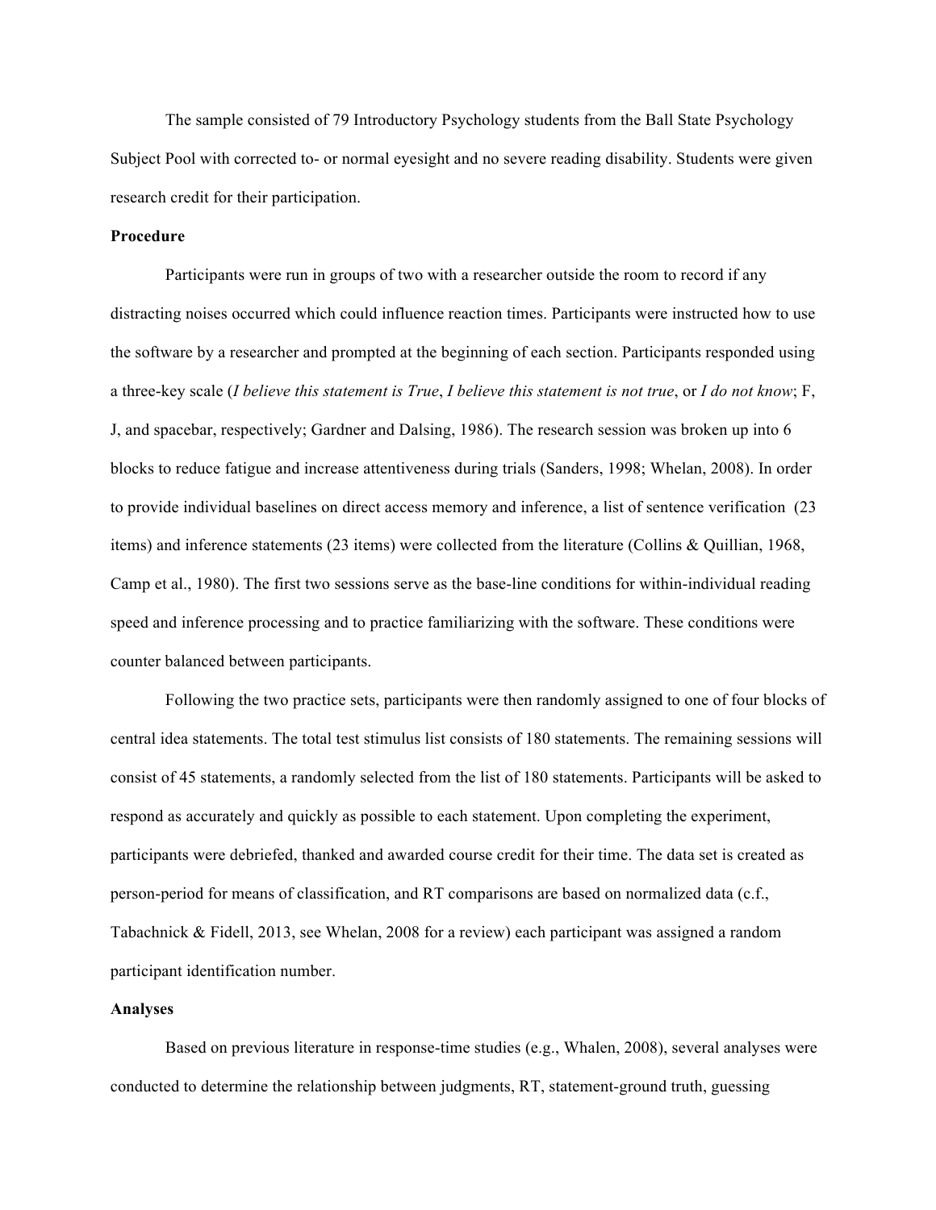The sample consisted of 79 Introductory Psychology students from the Ball State Psychology Subject Pool with corrected to- or normal eyesight and no severe reading disability. Students were given research credit for their participation.

**Procedure**

Participants were run in groups of two with a researcher outside the room to record if any distracting noises occurred which could influence reaction times. Participants were instructed how to use the software by a researcher and prompted at the beginning of each section. Participants responded using a three-key scale (*I believe this statement is True*, *I believe this statement is not true*, or *I do not know*; F, J, and spacebar, respectively; Gardner and Dalsing, 1986). The research session was broken up into 6 blocks to reduce fatigue and increase attentiveness during trials (Sanders, 1998; Whelan, 2008). In order to provide individual baselines on direct access memory and inference, a list of sentence verification (23 items) and inference statements (23 items) were collected from the literature (Collins & Quillian, 1968, Camp et al., 1980). The first two sessions serve as the base-line conditions for within-individual reading speed and inference processing and to practice familiarizing with the software. These conditions were counter balanced between participants.

Following the two practice sets, participants were then randomly assigned to one of four blocks of central idea statements. The total test stimulus list consists of 180 statements. The remaining sessions will consist of 45 statements, a randomly selected from the list of 180 statements. Participants will be asked to respond as accurately and quickly as possible to each statement. Upon completing the experiment, participants were debriefed, thanked and awarded course credit for their time. The data set is created as person-period for means of classification, and RT comparisons are based on normalized data (c.f., Tabachnick & Fidell, 2013, see Whelan, 2008 for a review) each participant was assigned a random participant identification number.

**Analyses**

Based on previous literature in response-time studies (e.g., Whalen, 2008), several analyses were conducted to determine the relationship between judgments, RT, statement-ground truth, guessing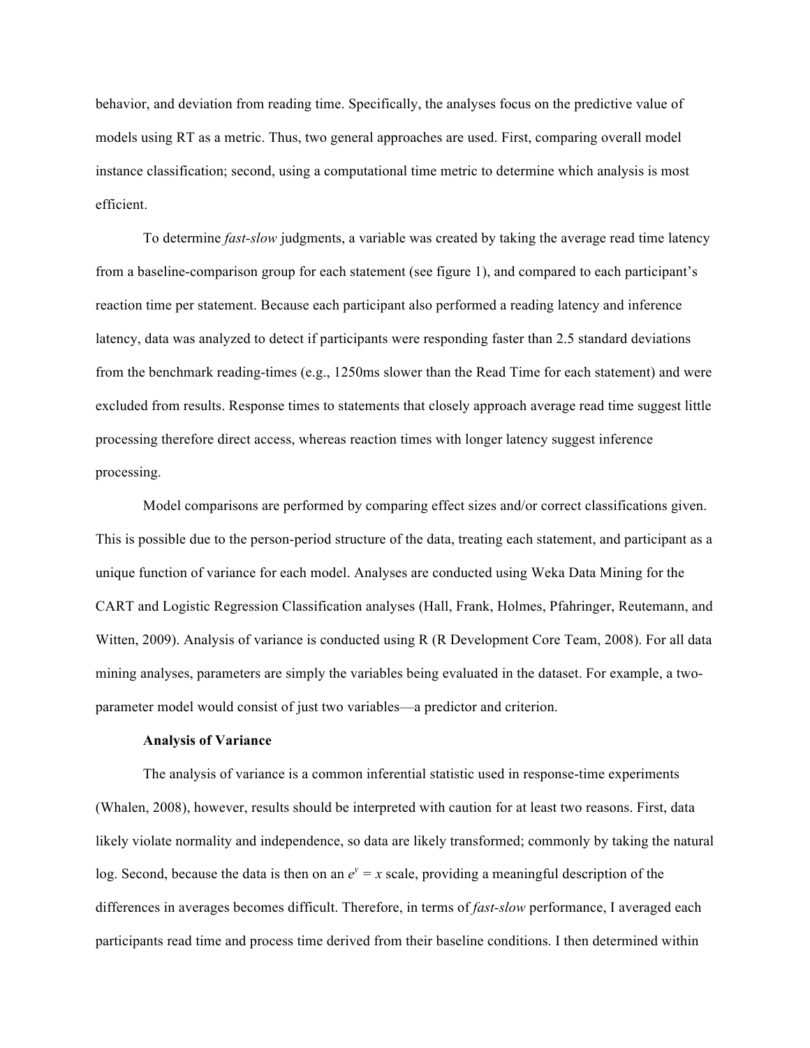behavior, and deviation from reading time. Specifically, the analyses focus on the predictive value of models using RT as a metric. Thus, two general approaches are used. First, comparing overall model instance classification; second, using a computational time metric to determine which analysis is most efficient.

To determine *fast-slow* judgments, a variable was created by taking the average read time latency from a baseline-comparison group for each statement (see figure 1), and compared to each participant's reaction time per statement. Because each participant also performed a reading latency and inference latency, data was analyzed to detect if participants were responding faster than 2.5 standard deviations from the benchmark reading-times (e.g., 1250ms slower than the Read Time for each statement) and were excluded from results. Response times to statements that closely approach average read time suggest little processing therefore direct access, whereas reaction times with longer latency suggest inference processing.

Model comparisons are performed by comparing effect sizes and/or correct classifications given. This is possible due to the person-period structure of the data, treating each statement, and participant as a unique function of variance for each model. Analyses are conducted using Weka Data Mining for the CART and Logistic Regression Classification analyses (Hall, Frank, Holmes, Pfahringer, Reutemann, and Witten, 2009). Analysis of variance is conducted using R (R Development Core Team, 2008). For all data mining analyses, parameters are simply the variables being evaluated in the dataset. For example, a two-parameter model would consist of just two variables—a predictor and criterion.

**Analysis of Variance**

The analysis of variance is a common inferential statistic used in response-time experiments (Whalen, 2008), however, results should be interpreted with caution for at least two reasons. First, data likely violate normality and independence, so data are likely transformed; commonly by taking the natural log. Second, because the data is then on an $e^y = x$ scale, providing a meaningful description of the differences in averages becomes difficult. Therefore, in terms of *fast-slow* performance, I averaged each participants read time and process time derived from their baseline conditions. I then determined within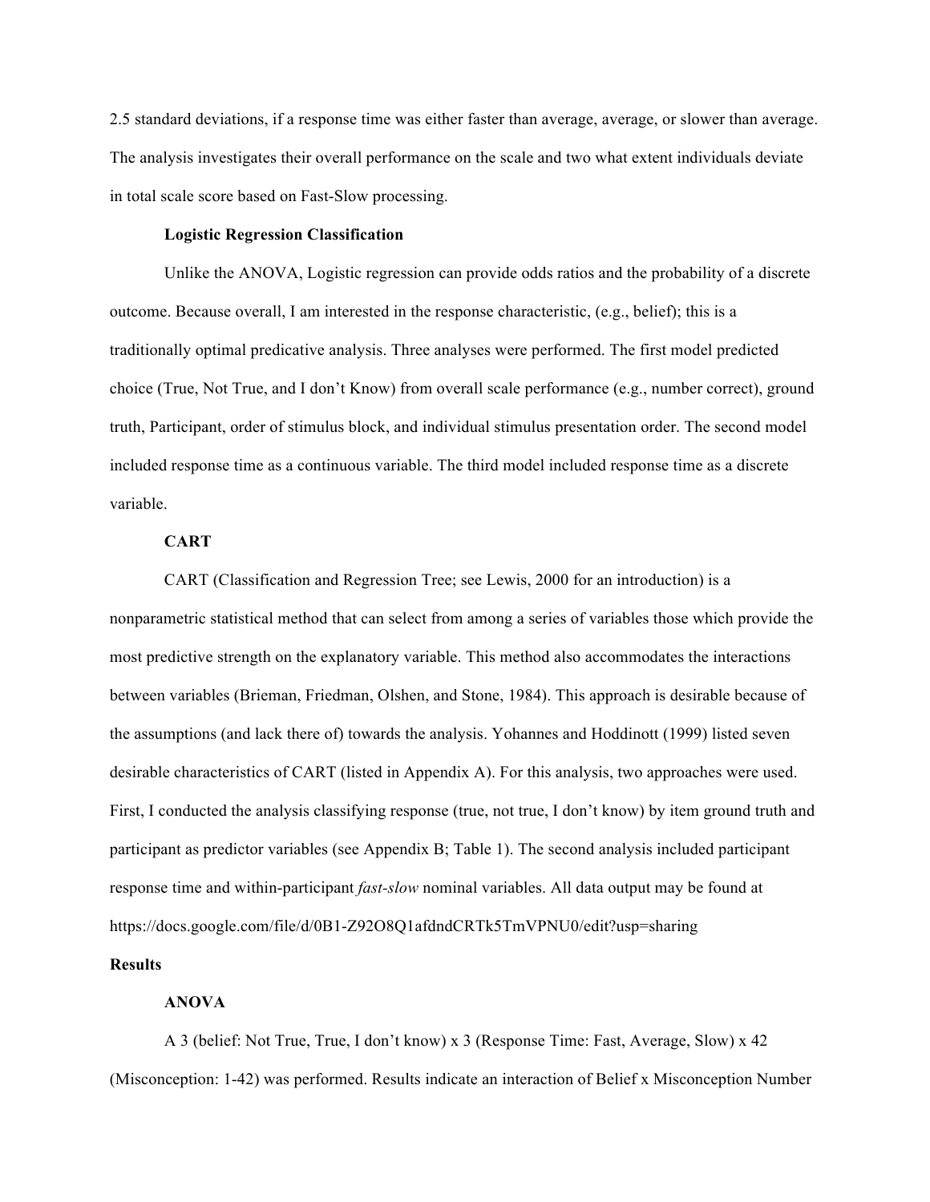2.5 standard deviations, if a response time was either faster than average, average, or slower than average. The analysis investigates their overall performance on the scale and two what extent individuals deviate in total scale score based on Fast-Slow processing.

### Logistic Regression Classification

Unlike the ANOVA, Logistic regression can provide odds ratios and the probability of a discrete outcome. Because overall, I am interested in the response characteristic, (e.g., belief); this is a traditionally optimal predicative analysis. Three analyses were performed. The first model predicted choice (True, Not True, and I don't Know) from overall scale performance (e.g., number correct), ground truth, Participant, order of stimulus block, and individual stimulus presentation order. The second model included response time as a continuous variable. The third model included response time as a discrete variable.

### CART

CART (Classification and Regression Tree; see Lewis, 2000 for an introduction) is a nonparametric statistical method that can select from among a series of variables those which provide the most predictive strength on the explanatory variable. This method also accommodates the interactions between variables (Brieman, Friedman, Olshen, and Stone, 1984). This approach is desirable because of the assumptions (and lack there of) towards the analysis. Yohannes and Hoddinott (1999) listed seven desirable characteristics of CART (listed in Appendix A). For this analysis, two approaches were used. First, I conducted the analysis classifying response (true, not true, I don't know) by item ground truth and participant as predictor variables (see Appendix B; Table 1). The second analysis included participant response time and within-participant *fast-slow* nominal variables. All data output may be found at https://docs.google.com/file/d/0B1-Z92O8Q1afdndCRTk5TmVPNU0/edit?usp=sharing

## Results

### ANOVA

A 3 (belief: Not True, True, I don't know) x 3 (Response Time: Fast, Average, Slow) x 42 (Misconception: 1-42) was performed. Results indicate an interaction of Belief x Misconception Number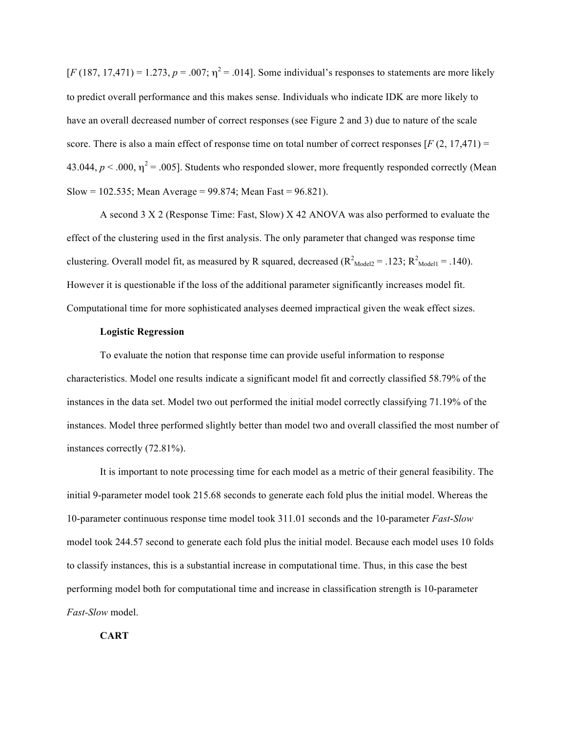[$F$ (187, 17,471) = 1.273, $p$ = .007; $\eta^2$ = .014]. Some individual's responses to statements are more likely to predict overall performance and this makes sense. Individuals who indicate IDK are more likely to have an overall decreased number of correct responses (see Figure 2 and 3) due to nature of the scale score. There is also a main effect of response time on total number of correct responses [$F$ (2, 17,471) = 43.044, $p$ < .000, $\eta^2$ = .005]. Students who responded slower, more frequently responded correctly (Mean Slow = 102.535; Mean Average = 99.874; Mean Fast = 96.821).

A second 3 X 2 (Response Time: Fast, Slow) X 42 ANOVA was also performed to evaluate the effect of the clustering used in the first analysis. The only parameter that changed was response time clustering. Overall model fit, as measured by R squared, decreased ($R^2_{Model2}$ = .123; $R^2_{Model1}$ = .140). However it is questionable if the loss of the additional parameter significantly increases model fit. Computational time for more sophisticated analyses deemed impractical given the weak effect sizes.

### Logistic Regression

To evaluate the notion that response time can provide useful information to response characteristics. Model one results indicate a significant model fit and correctly classified 58.79% of the instances in the data set. Model two out performed the initial model correctly classifying 71.19% of the instances. Model three performed slightly better than model two and overall classified the most number of instances correctly (72.81%).

It is important to note processing time for each model as a metric of their general feasibility. The initial 9-parameter model took 215.68 seconds to generate each fold plus the initial model. Whereas the 10-parameter continuous response time model took 311.01 seconds and the 10-parameter *Fast-Slow* model took 244.57 second to generate each fold plus the initial model. Because each model uses 10 folds to classify instances, this is a substantial increase in computational time. Thus, in this case the best performing model both for computational time and increase in classification strength is 10-parameter *Fast-Slow* model.

### CART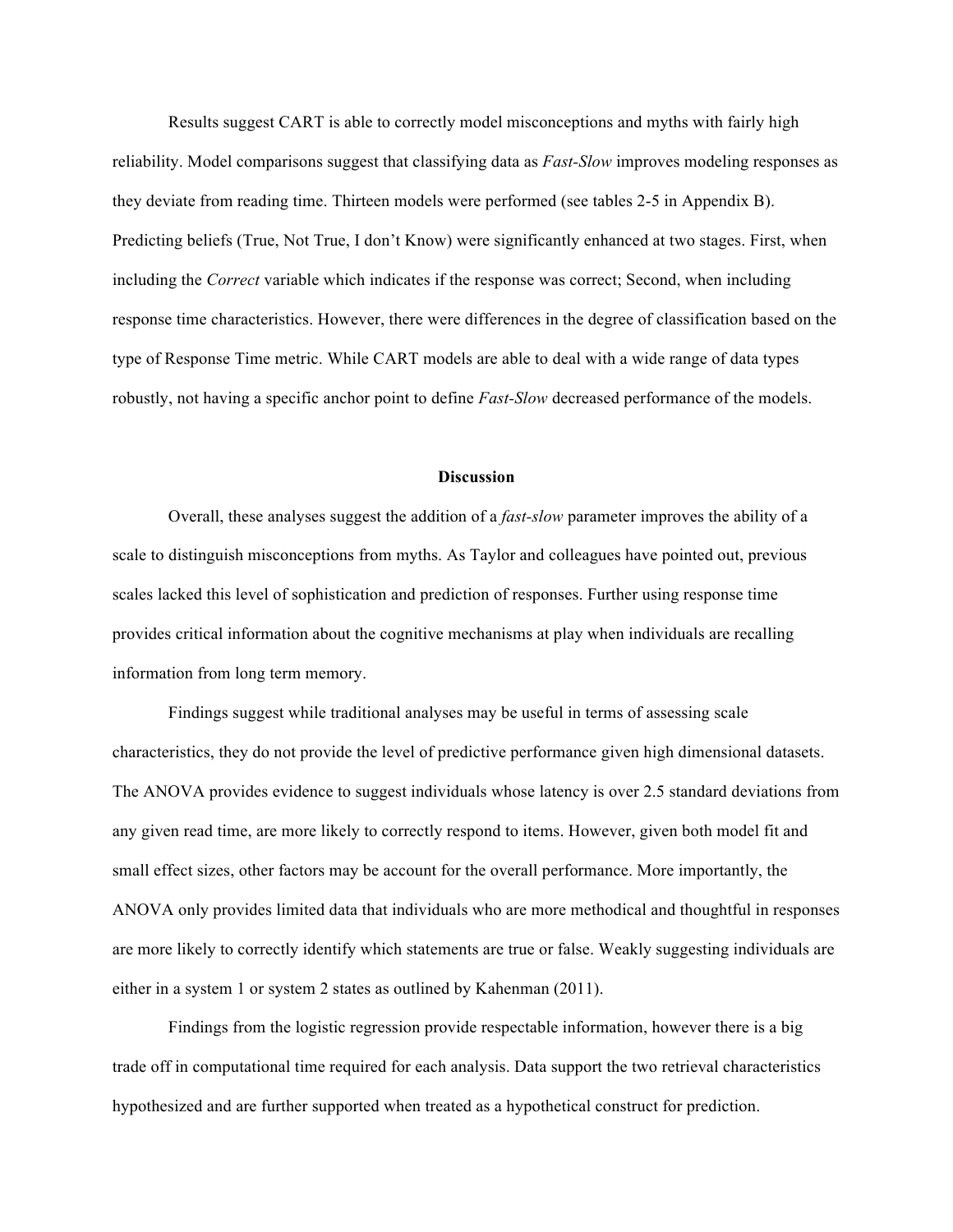Results suggest CART is able to correctly model misconceptions and myths with fairly high reliability. Model comparisons suggest that classifying data as *Fast-Slow* improves modeling responses as they deviate from reading time. Thirteen models were performed (see tables 2-5 in Appendix B). Predicting beliefs (True, Not True, I don't Know) were significantly enhanced at two stages. First, when including the *Correct* variable which indicates if the response was correct; Second, when including response time characteristics. However, there were differences in the degree of classification based on the type of Response Time metric. While CART models are able to deal with a wide range of data types robustly, not having a specific anchor point to define *Fast-Slow* decreased performance of the models.

## Discussion

Overall, these analyses suggest the addition of a *fast-slow* parameter improves the ability of a scale to distinguish misconceptions from myths. As Taylor and colleagues have pointed out, previous scales lacked this level of sophistication and prediction of responses. Further using response time provides critical information about the cognitive mechanisms at play when individuals are recalling information from long term memory.

Findings suggest while traditional analyses may be useful in terms of assessing scale characteristics, they do not provide the level of predictive performance given high dimensional datasets. The ANOVA provides evidence to suggest individuals whose latency is over 2.5 standard deviations from any given read time, are more likely to correctly respond to items. However, given both model fit and small effect sizes, other factors may be account for the overall performance. More importantly, the ANOVA only provides limited data that individuals who are more methodical and thoughtful in responses are more likely to correctly identify which statements are true or false. Weakly suggesting individuals are either in a system 1 or system 2 states as outlined by Kahenman (2011).

Findings from the logistic regression provide respectable information, however there is a big trade off in computational time required for each analysis. Data support the two retrieval characteristics hypothesized and are further supported when treated as a hypothetical construct for prediction.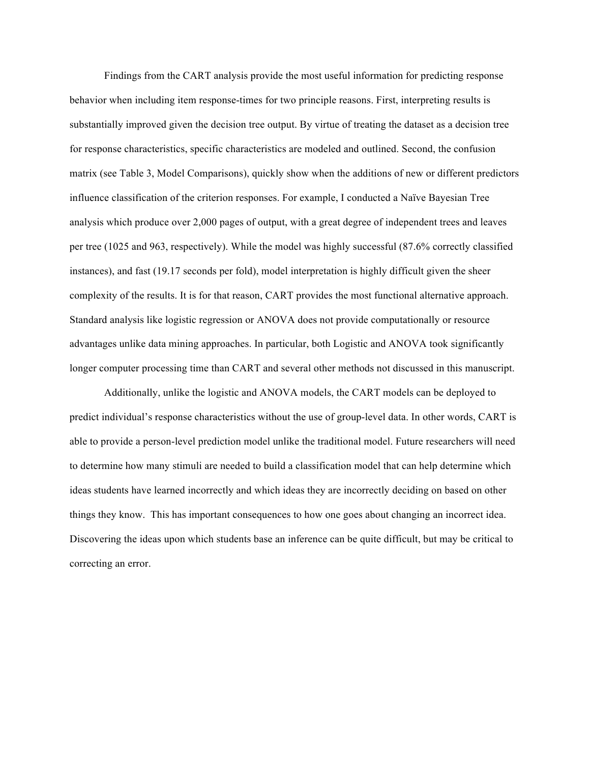Findings from the CART analysis provide the most useful information for predicting response behavior when including item response-times for two principle reasons. First, interpreting results is substantially improved given the decision tree output. By virtue of treating the dataset as a decision tree for response characteristics, specific characteristics are modeled and outlined. Second, the confusion matrix (see Table 3, Model Comparisons), quickly show when the additions of new or different predictors influence classification of the criterion responses. For example, I conducted a Naïve Bayesian Tree analysis which produce over 2,000 pages of output, with a great degree of independent trees and leaves per tree (1025 and 963, respectively). While the model was highly successful (87.6% correctly classified instances), and fast (19.17 seconds per fold), model interpretation is highly difficult given the sheer complexity of the results. It is for that reason, CART provides the most functional alternative approach. Standard analysis like logistic regression or ANOVA does not provide computationally or resource advantages unlike data mining approaches. In particular, both Logistic and ANOVA took significantly longer computer processing time than CART and several other methods not discussed in this manuscript.

Additionally, unlike the logistic and ANOVA models, the CART models can be deployed to predict individual's response characteristics without the use of group-level data. In other words, CART is able to provide a person-level prediction model unlike the traditional model. Future researchers will need to determine how many stimuli are needed to build a classification model that can help determine which ideas students have learned incorrectly and which ideas they are incorrectly deciding on based on other things they know. This has important consequences to how one goes about changing an incorrect idea. Discovering the ideas upon which students base an inference can be quite difficult, but may be critical to correcting an error.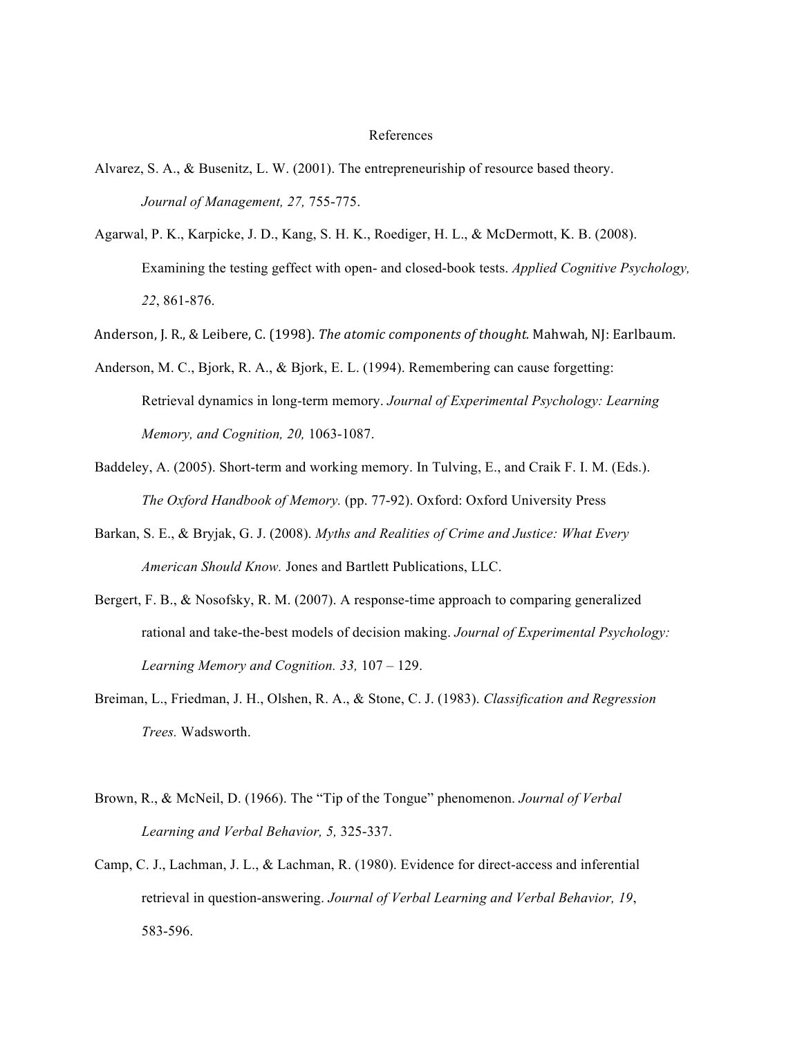# References

Alvarez, S. A., & Busenitz, L. W. (2001). The entrepreneurship of resource based theory. *Journal of Management, 27,* 755-775.

Agarwal, P. K., Karpicke, J. D., Kang, S. H. K., Roediger, H. L., & McDermott, K. B. (2008). Examining the testing geffect with open- and closed-book tests. *Applied Cognitive Psychology, 22*, 861-876.

Anderson, J. R., & Leibere, C. (1998). *The atomic components of thought.* Mahwah, NJ: Earlbaum.

Anderson, M. C., Bjork, R. A., & Bjork, E. L. (1994). Remembering can cause forgetting: Retrieval dynamics in long-term memory. *Journal of Experimental Psychology: Learning Memory, and Cognition, 20,* 1063-1087.

Baddeley, A. (2005). Short-term and working memory. In Tulving, E., and Craik F. I. M. (Eds.). *The Oxford Handbook of Memory.* (pp. 77-92). Oxford: Oxford University Press

Barkan, S. E., & Bryjak, G. J. (2008). *Myths and Realities of Crime and Justice: What Every American Should Know.* Jones and Bartlett Publications, LLC.

Bergert, F. B., & Nosofsky, R. M. (2007). A response-time approach to comparing generalized rational and take-the-best models of decision making. *Journal of Experimental Psychology: Learning Memory and Cognition. 33,* 107 – 129.

Breiman, L., Friedman, J. H., Olshen, R. A., & Stone, C. J. (1983). *Classification and Regression Trees.* Wadsworth.

Brown, R., & McNeil, D. (1966). The "Tip of the Tongue" phenomenon. *Journal of Verbal Learning and Verbal Behavior, 5,* 325-337.

Camp, C. J., Lachman, J. L., & Lachman, R. (1980). Evidence for direct-access and inferential retrieval in question-answering. *Journal of Verbal Learning and Verbal Behavior, 19*, 583-596.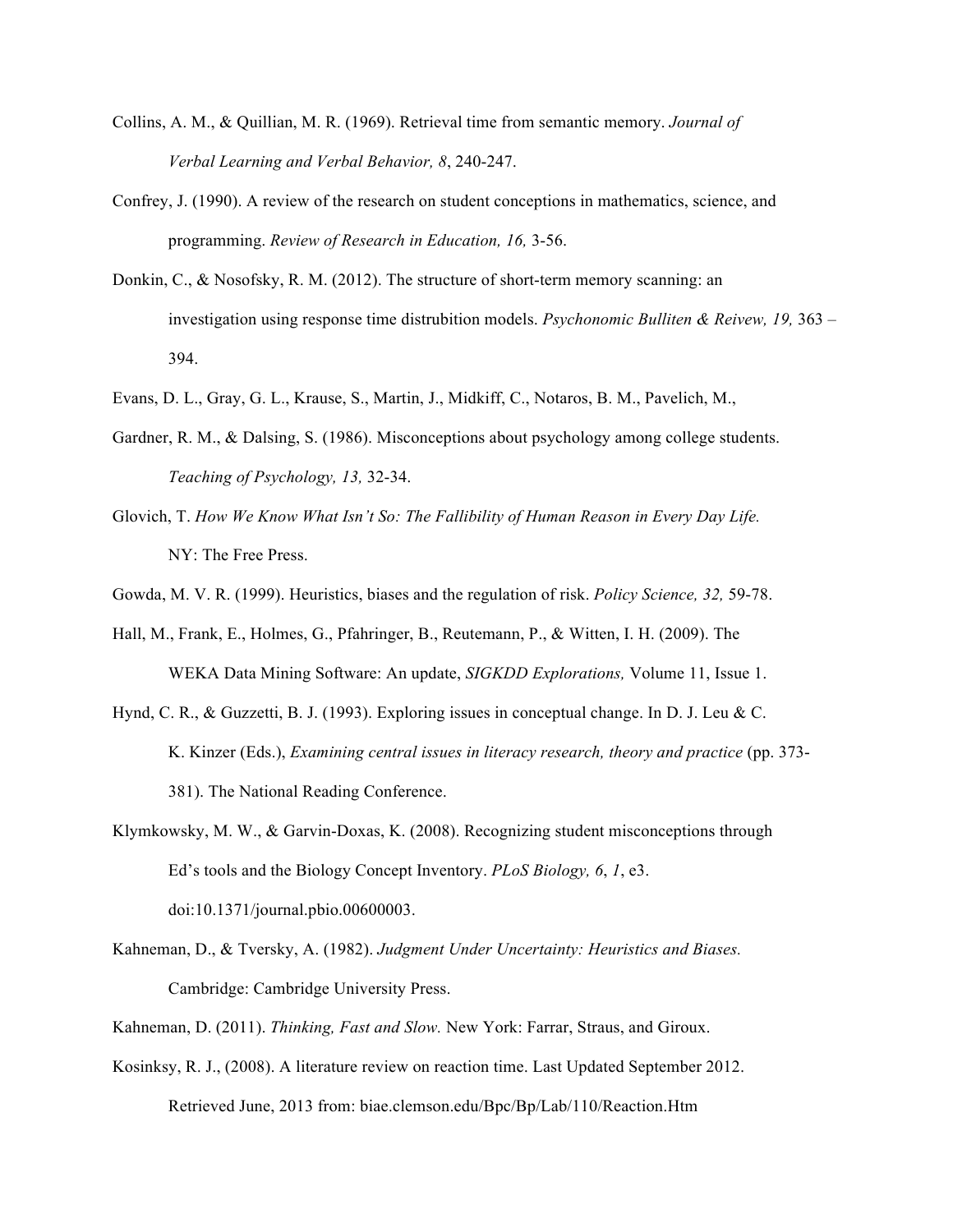Collins, A. M., & Quillian, M. R. (1969). Retrieval time from semantic memory. *Journal of Verbal Learning and Verbal Behavior, 8*, 240-247.

Confrey, J. (1990). A review of the research on student conceptions in mathematics, science, and programming. *Review of Research in Education, 16,* 3-56.

Donkin, C., & Nosofsky, R. M. (2012). The structure of short-term memory scanning: an investigation using response time distrubition models. *Psychonomic Bulliten & Reivew, 19,* 363 – 394.

Evans, D. L., Gray, G. L., Krause, S., Martin, J., Midkiff, C., Notaros, B. M., Pavelich, M.,

Gardner, R. M., & Dalsing, S. (1986). Misconceptions about psychology among college students. *Teaching of Psychology, 13,* 32-34.

Glovich, T. *How We Know What Isn't So: The Fallibility of Human Reason in Every Day Life.* NY: The Free Press.

Gowda, M. V. R. (1999). Heuristics, biases and the regulation of risk. *Policy Science, 32,* 59-78.

Hall, M., Frank, E., Holmes, G., Pfahringer, B., Reutemann, P., & Witten, I. H. (2009). The WEKA Data Mining Software: An update, *SIGKDD Explorations,* Volume 11, Issue 1.

Hynd, C. R., & Guzzetti, B. J. (1993). Exploring issues in conceptual change. In D. J. Leu & C. K. Kinzer (Eds.), *Examining central issues in literacy research, theory and practice* (pp. 373-381). The National Reading Conference.

Klymkowsky, M. W., & Garvin-Doxas, K. (2008). Recognizing student misconceptions through Ed's tools and the Biology Concept Inventory. *PLoS Biology, 6*, *1*, e3. doi:10.1371/journal.pbio.00600003.

Kahneman, D., & Tversky, A. (1982). *Judgment Under Uncertainty: Heuristics and Biases.* Cambridge: Cambridge University Press.

Kahneman, D. (2011). *Thinking, Fast and Slow.* New York: Farrar, Straus, and Giroux.

Kosinksy, R. J., (2008). A literature review on reaction time. Last Updated September 2012. Retrieved June, 2013 from: biae.clemson.edu/Bpc/Bp/Lab/110/Reaction.Htm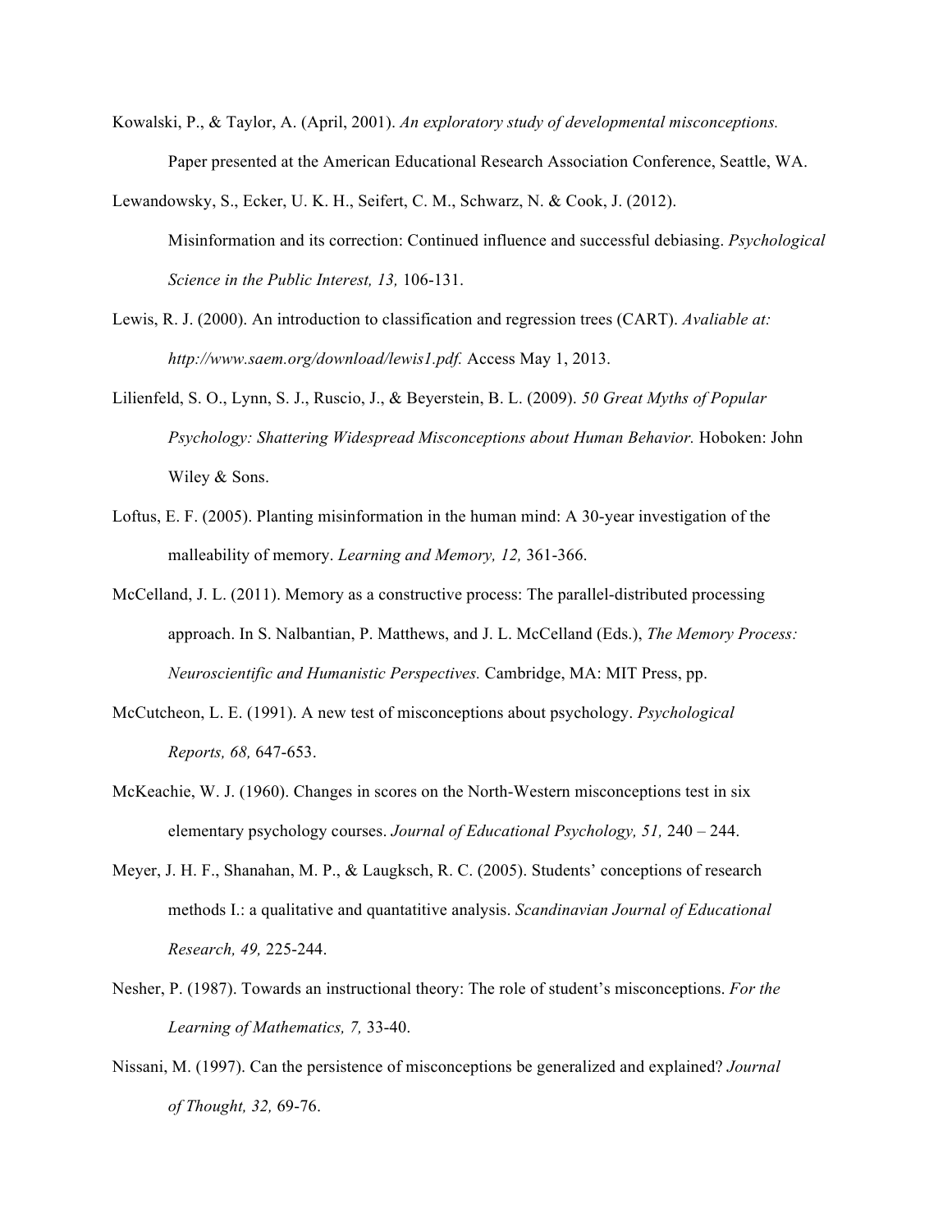Kowalski, P., & Taylor, A. (April, 2001). *An exploratory study of developmental misconceptions.* Paper presented at the American Educational Research Association Conference, Seattle, WA.

Lewandowsky, S., Ecker, U. K. H., Seifert, C. M., Schwarz, N. & Cook, J. (2012). Misinformation and its correction: Continued influence and successful debiasing. *Psychological Science in the Public Interest, 13,* 106-131.

Lewis, R. J. (2000). An introduction to classification and regression trees (CART). *Avaliable at: http://www.saem.org/download/lewis1.pdf.* Access May 1, 2013.

Lilienfeld, S. O., Lynn, S. J., Ruscio, J., & Beyerstein, B. L. (2009). *50 Great Myths of Popular Psychology: Shattering Widespread Misconceptions about Human Behavior.* Hoboken: John Wiley & Sons.

Loftus, E. F. (2005). Planting misinformation in the human mind: A 30-year investigation of the malleability of memory. *Learning and Memory, 12,* 361-366.

McCelland, J. L. (2011). Memory as a constructive process: The parallel-distributed processing approach. In S. Nalbantian, P. Matthews, and J. L. McCelland (Eds.), *The Memory Process: Neuroscientific and Humanistic Perspectives.* Cambridge, MA: MIT Press, pp.

McCutcheon, L. E. (1991). A new test of misconceptions about psychology. *Psychological Reports, 68,* 647-653.

McKeachie, W. J. (1960). Changes in scores on the North-Western misconceptions test in six elementary psychology courses. *Journal of Educational Psychology, 51,* 240 – 244.

Meyer, J. H. F., Shanahan, M. P., & Laugksch, R. C. (2005). Students' conceptions of research methods I.: a qualitative and quantatitive analysis. *Scandinavian Journal of Educational Research, 49,* 225-244.

Nesher, P. (1987). Towards an instructional theory: The role of student's misconceptions. *For the Learning of Mathematics, 7,* 33-40.

Nissani, M. (1997). Can the persistence of misconceptions be generalized and explained? *Journal of Thought, 32,* 69-76.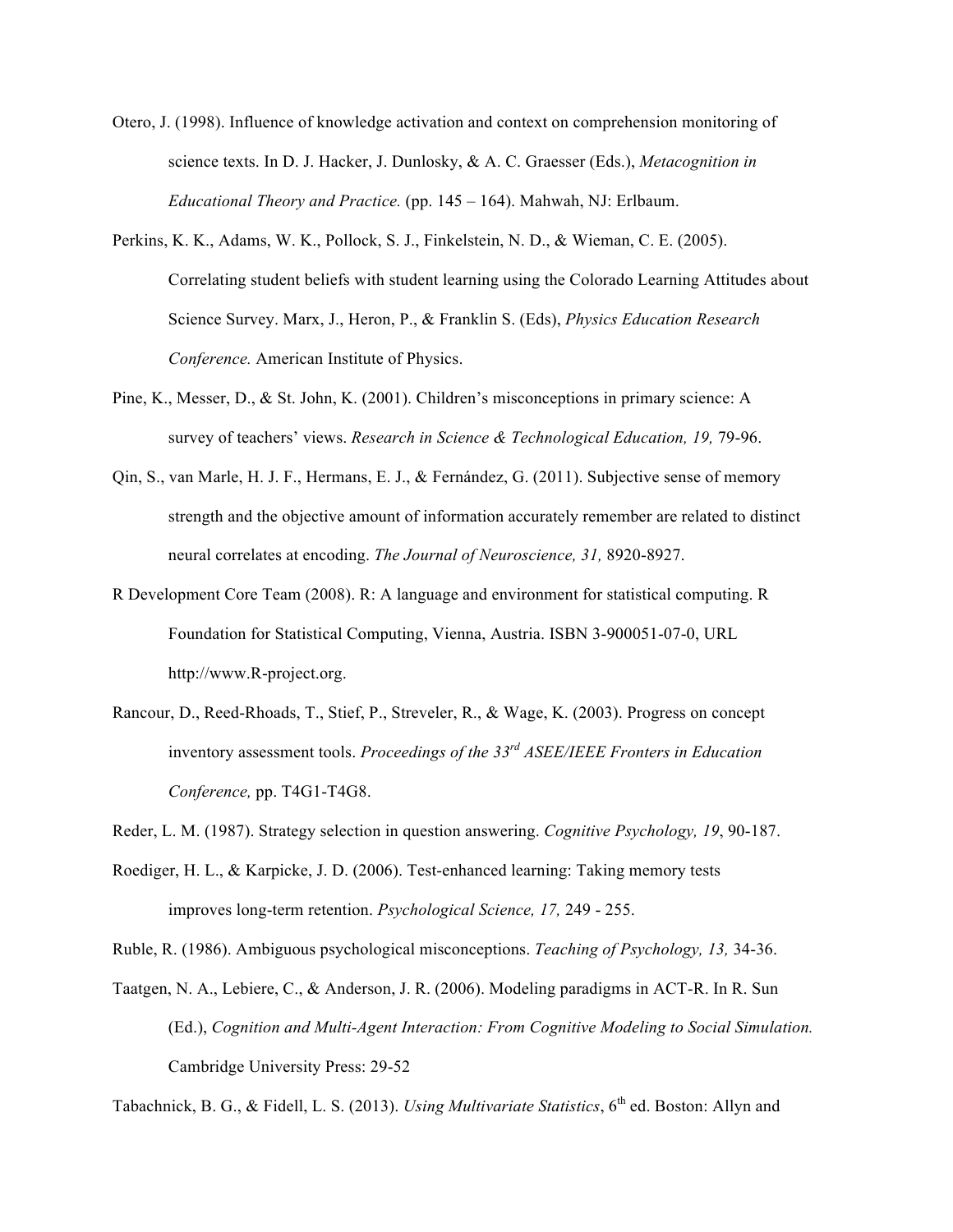Otero, J. (1998). Influence of knowledge activation and context on comprehension monitoring of science texts. In D. J. Hacker, J. Dunlosky, & A. C. Graesser (Eds.), *Metacognition in Educational Theory and Practice.* (pp. 145 – 164). Mahwah, NJ: Erlbaum.

Perkins, K. K., Adams, W. K., Pollock, S. J., Finkelstein, N. D., & Wieman, C. E. (2005). Correlating student beliefs with student learning using the Colorado Learning Attitudes about Science Survey. Marx, J., Heron, P., & Franklin S. (Eds), *Physics Education Research Conference.* American Institute of Physics.

Pine, K., Messer, D., & St. John, K. (2001). Children's misconceptions in primary science: A survey of teachers' views. *Research in Science & Technological Education, 19,* 79-96.

Qin, S., van Marle, H. J. F., Hermans, E. J., & Fernández, G. (2011). Subjective sense of memory strength and the objective amount of information accurately remember are related to distinct neural correlates at encoding. *The Journal of Neuroscience, 31,* 8920-8927.

R Development Core Team (2008). R: A language and environment for statistical computing. R Foundation for Statistical Computing, Vienna, Austria. ISBN 3-900051-07-0, URL http://www.R-project.org.

Rancour, D., Reed-Rhoads, T., Stief, P., Streveler, R., & Wage, K. (2003). Progress on concept inventory assessment tools. *Proceedings of the 33rd ASEE/IEEE Fronters in Education Conference,* pp. T4G1-T4G8.

Reder, L. M. (1987). Strategy selection in question answering. *Cognitive Psychology, 19*, 90-187.

Roediger, H. L., & Karpicke, J. D. (2006). Test-enhanced learning: Taking memory tests improves long-term retention. *Psychological Science, 17,* 249 - 255.

Ruble, R. (1986). Ambiguous psychological misconceptions. *Teaching of Psychology, 13,* 34-36.

Taatgen, N. A., Lebiere, C., & Anderson, J. R. (2006). Modeling paradigms in ACT-R. In R. Sun (Ed.), *Cognition and Multi-Agent Interaction: From Cognitive Modeling to Social Simulation.* Cambridge University Press: 29-52

Tabachnick, B. G., & Fidell, L. S. (2013). *Using Multivariate Statistics*, 6th ed. Boston: Allyn and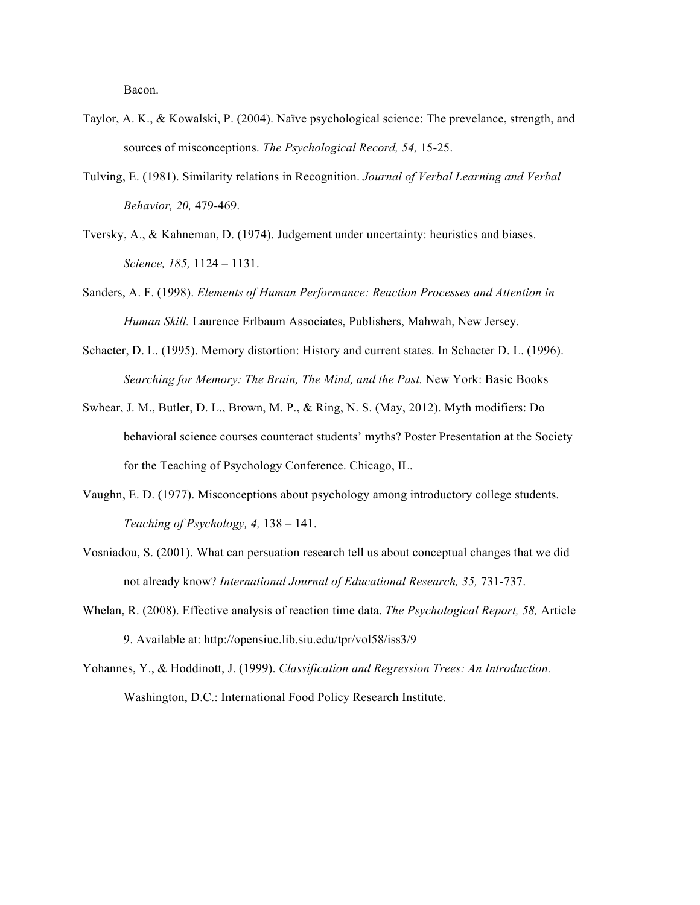Bacon.

Taylor, A. K., & Kowalski, P. (2004). Naïve psychological science: The prevelance, strength, and sources of misconceptions. *The Psychological Record, 54,* 15-25.

Tulving, E. (1981). Similarity relations in Recognition. *Journal of Verbal Learning and Verbal Behavior, 20,* 479-469.

Tversky, A., & Kahneman, D. (1974). Judgement under uncertainty: heuristics and biases. *Science, 185,* 1124 – 1131.

Sanders, A. F. (1998). *Elements of Human Performance: Reaction Processes and Attention in Human Skill.* Laurence Erlbaum Associates, Publishers, Mahwah, New Jersey.

Schacter, D. L. (1995). Memory distortion: History and current states. In Schacter D. L. (1996). *Searching for Memory: The Brain, The Mind, and the Past.* New York: Basic Books

Swhear, J. M., Butler, D. L., Brown, M. P., & Ring, N. S. (May, 2012). Myth modifiers: Do behavioral science courses counteract students' myths? Poster Presentation at the Society for the Teaching of Psychology Conference. Chicago, IL.

Vaughn, E. D. (1977). Misconceptions about psychology among introductory college students. *Teaching of Psychology, 4,* 138 – 141.

Vosniadou, S. (2001). What can persuation research tell us about conceptual changes that we did not already know? *International Journal of Educational Research, 35,* 731-737.

Whelan, R. (2008). Effective analysis of reaction time data. *The Psychological Report, 58,* Article 9. Available at: http://opensiuc.lib.siu.edu/tpr/vol58/iss3/9

Yohannes, Y., & Hoddinott, J. (1999). *Classification and Regression Trees: An Introduction.* Washington, D.C.: International Food Policy Research Institute.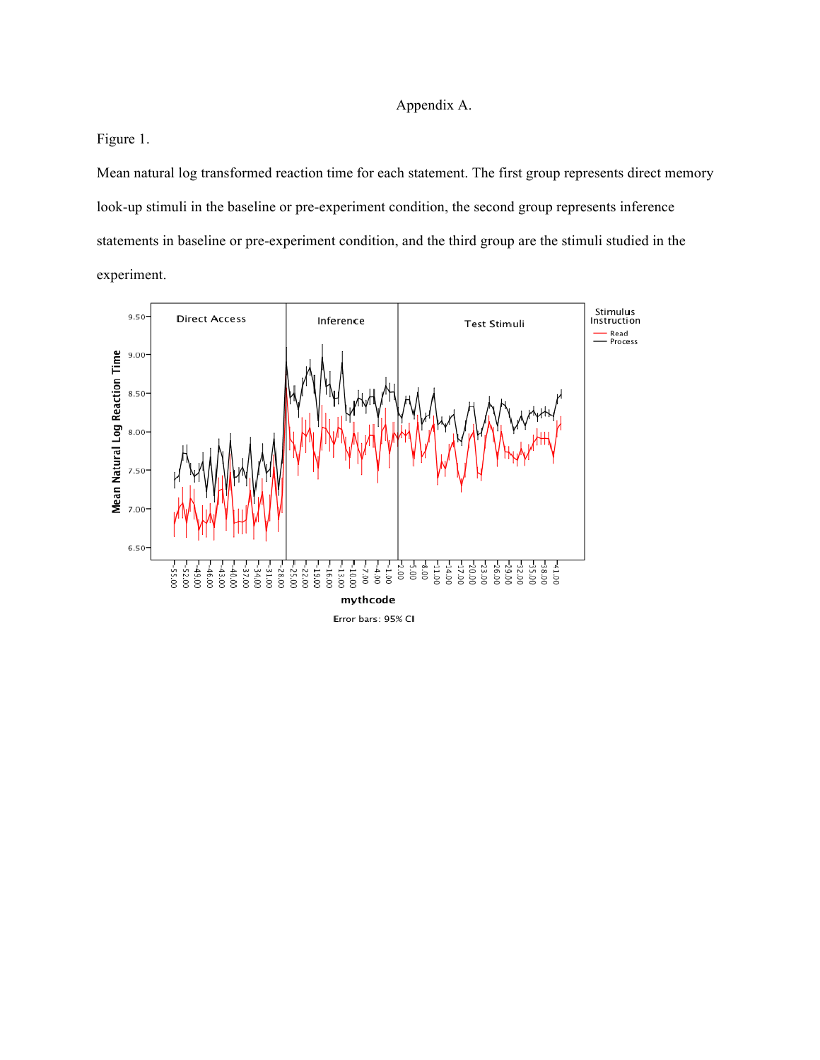Appendix A.

Figure 1.

Mean natural log transformed reaction time for each statement. The first group represents direct memory look-up stimuli in the baseline or pre-experiment condition, the second group represents inference statements in baseline or pre-experiment condition, and the third group are the stimuli studied in the experiment.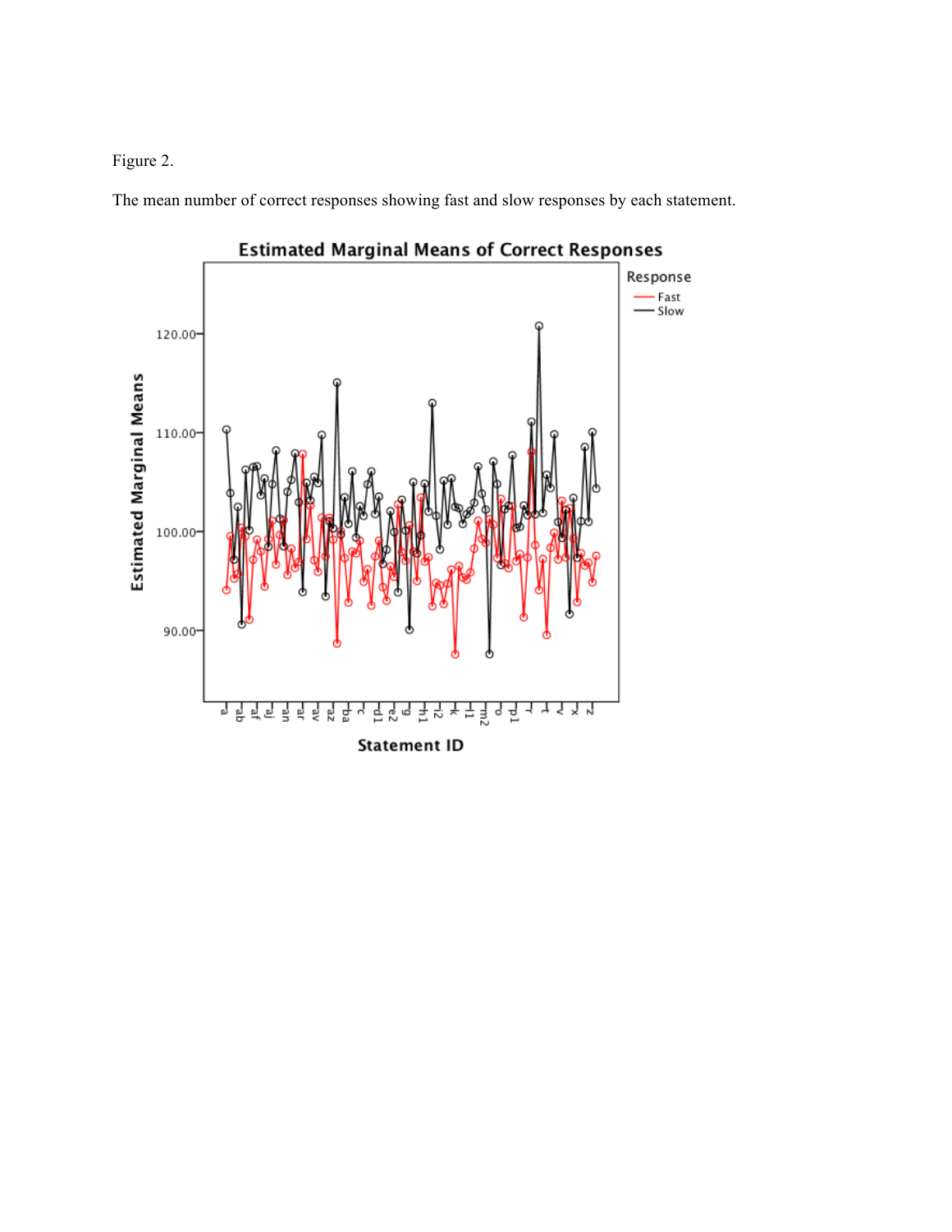Figure 2.

The mean number of correct responses showing fast and slow responses by each statement.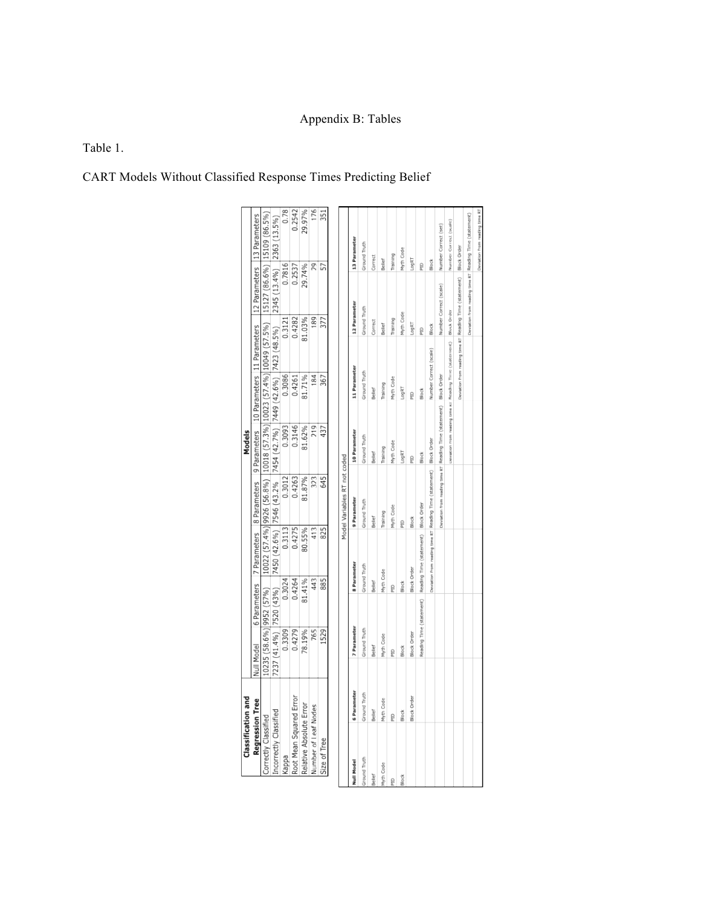Appendix B: Tables

Table 1.

CART Models Without Classified Response Times Predicting Belief

| Classification and Regression Tree | Models | | | | | | | |
|---|---|---|---|---|---|---|---|---|
| | Null Model | 6 Parameters | 7 Parameters | 8 Parameters | 9 Parameters | 10 Parameters | 11 Parameters | 12 Parameters | 13 Parameters |
| Correctly Classified | 10235 (58.6%) | 9952 (57%) | 10022 (57.4%) | 9926 (56.8%) | 10018 (57.3%) | 10023 (57.4%) | 10049 (57.5%) | 15127 (86.6%) | 15109 (86.5%) |
| Incorrectly Classified | 7237 (41.4%) | 7520 (43%) | 7450 (42.6%) | 7546 (43.2% | 7454 (42.7%) | 7449 (42.6%) | 7423 (48.5%) | 2345 (13.4%) | 2363 (13.5%) |
| Kappa | 0.3309 | 0.3024 | 0.3113 | 0.3012 | 0.3093 | 0.3086 | 0.3121 | 0.7816 | 0.78 |
| Root Mean Squared Error | 0.4279 | 0.4264 | 0.4275 | 0.4263 | 0.3146 | 0.4261 | 0.4282 | 0.2537 | 0.2542 |
| Relative Absolute Error | 78.19% | 81.41% | 80.55% | 81.87% | 81.62% | 81.71% | 81.03% | 29.74% | 29.97% |
| Number of Leaf Nodes | 765 | 443 | 413 | 323 | 219 | 184 | 189 | 29 | 176 |
| Size of Tree | 1529 | 885 | 825 | 645 | 437 | 367 | 377 | 57 | 351 |

Model Variables RT not coded

| Null Model | 6 Parameter | 7 Parameter | 8 Parameter | 9 Parameter | 10 Parameter | 11 Parameter | 12 Parameter | 13 Parameter |
|---|---|---|---|---|---|---|---|---|
| Ground Truth | Ground Truth | Ground Truth | Ground Truth | Ground Truth | Ground Truth | Ground Truth | Ground Truth | Ground Truth |
| Belief | Belief | Belief | Belief | Belief | Belief | Belief | Correct | Correct |
| Myth Code | Myth Code | Myth Code | Myth Code | Training | Training | Training | Belief | Belief |
| PID | PID | PID | PID | Myth Code | Myth Code | Myth Code | Training | Training |
| Block | Block | Block | Block | PID | LogRT | LogRT | Myth Code | Myth Code |
| | Block Order | Block Order | Block Order | Block | PID | PID | LogRT | LogRT |
| | | Reading Time (statement) | Reading Time (statement) | Block Order | Block | Block | PID | PID |
| | | | Deviation from reading time RT | Reading Time (statement) | Block Order | Number Correct (scale) | Block | Block |
| | | | | Deviation from reading time RT | Reading Time (statement) | Block Order | Number Correct (scale) | Number Correct (set) |
| | | | | | Deviation from reading time RT | Reading Time (statement) | Block Order | Number Correct (scale) |
| | | | | | | Deviation from reading time RT | Reading Time (statement) | Block Order |
| | | | | | | | Deviation from reading time RT | Reading Time (statement) |
| | | | | | | | | Deviation from reading time RT |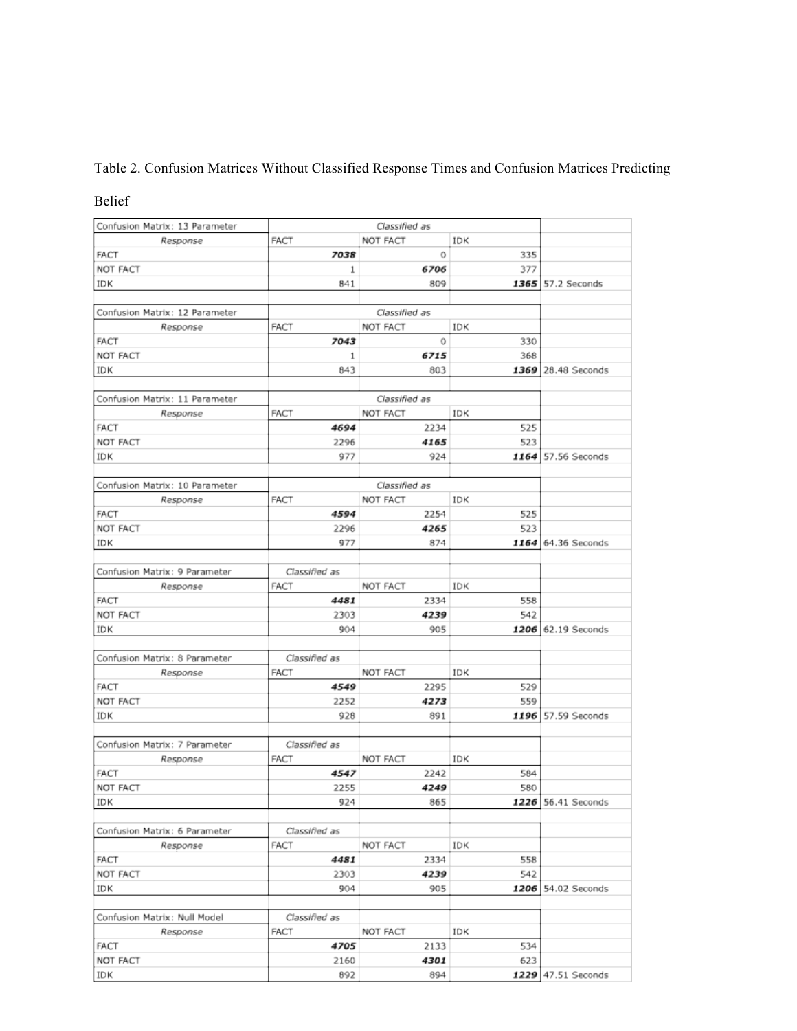Table 2. Confusion Matrices Without Classified Response Times and Confusion Matrices Predicting Belief

| Confusion Matrix: 13 Parameter | Classified as | | | |
|---|---|---|---|---|
| *Response* | FACT | NOT FACT | IDK | |
| FACT | ***7038*** | 0 | 335 | |
| NOT FACT | 1 | ***6706*** | 377 | |
| IDK | 841 | 809 | **1365** | 57.2 Seconds |

| Confusion Matrix: 12 Parameter | Classified as | | | |
|---|---|---|---|---|
| *Response* | FACT | NOT FACT | IDK | |
| FACT | ***7043*** | 0 | 330 | |
| NOT FACT | 1 | ***6715*** | 368 | |
| IDK | 843 | 803 | **1369** | 28.48 Seconds |

| Confusion Matrix: 11 Parameter | Classified as | | | |
|---|---|---|---|---|
| *Response* | FACT | NOT FACT | IDK | |
| FACT | ***4694*** | 2234 | 525 | |
| NOT FACT | 2296 | ***4165*** | 523 | |
| IDK | 977 | 924 | **1164** | 57.56 Seconds |

| Confusion Matrix: 10 Parameter | Classified as | | | |
|---|---|---|---|---|
| *Response* | FACT | NOT FACT | IDK | |
| FACT | ***4594*** | 2254 | 525 | |
| NOT FACT | 2296 | ***4265*** | 523 | |
| IDK | 977 | 874 | **1164** | 64.36 Seconds |

| Confusion Matrix: 9 Parameter | Classified as | | | |
|---|---|---|---|---|
| *Response* | FACT | NOT FACT | IDK | |
| FACT | ***4481*** | 2334 | 558 | |
| NOT FACT | 2303 | ***4239*** | 542 | |
| IDK | 904 | 905 | **1206** | 62.19 Seconds |

| Confusion Matrix: 8 Parameter | Classified as | | | |
|---|---|---|---|---|
| *Response* | FACT | NOT FACT | IDK | |
| FACT | ***4549*** | 2295 | 529 | |
| NOT FACT | 2252 | ***4273*** | 559 | |
| IDK | 928 | 891 | **1196** | 57.59 Seconds |

| Confusion Matrix: 7 Parameter | Classified as | | | |
|---|---|---|---|---|
| *Response* | FACT | NOT FACT | IDK | |
| FACT | ***4547*** | 2242 | 584 | |
| NOT FACT | 2255 | ***4249*** | 580 | |
| IDK | 924 | 865 | **1226** | 56.41 Seconds |

| Confusion Matrix: 6 Parameter | Classified as | | | |
|---|---|---|---|---|
| *Response* | FACT | NOT FACT | IDK | |
| FACT | ***4481*** | 2334 | 558 | |
| NOT FACT | 2303 | ***4239*** | 542 | |
| IDK | 904 | 905 | **1206** | 54.02 Seconds |

| Confusion Matrix: Null Model | Classified as | | | |
|---|---|---|---|---|
| *Response* | FACT | NOT FACT | IDK | |
| FACT | ***4705*** | 2133 | 534 | |
| NOT FACT | 2160 | ***4301*** | 623 | |
| IDK | 892 | 894 | **1229** | 47.51 Seconds |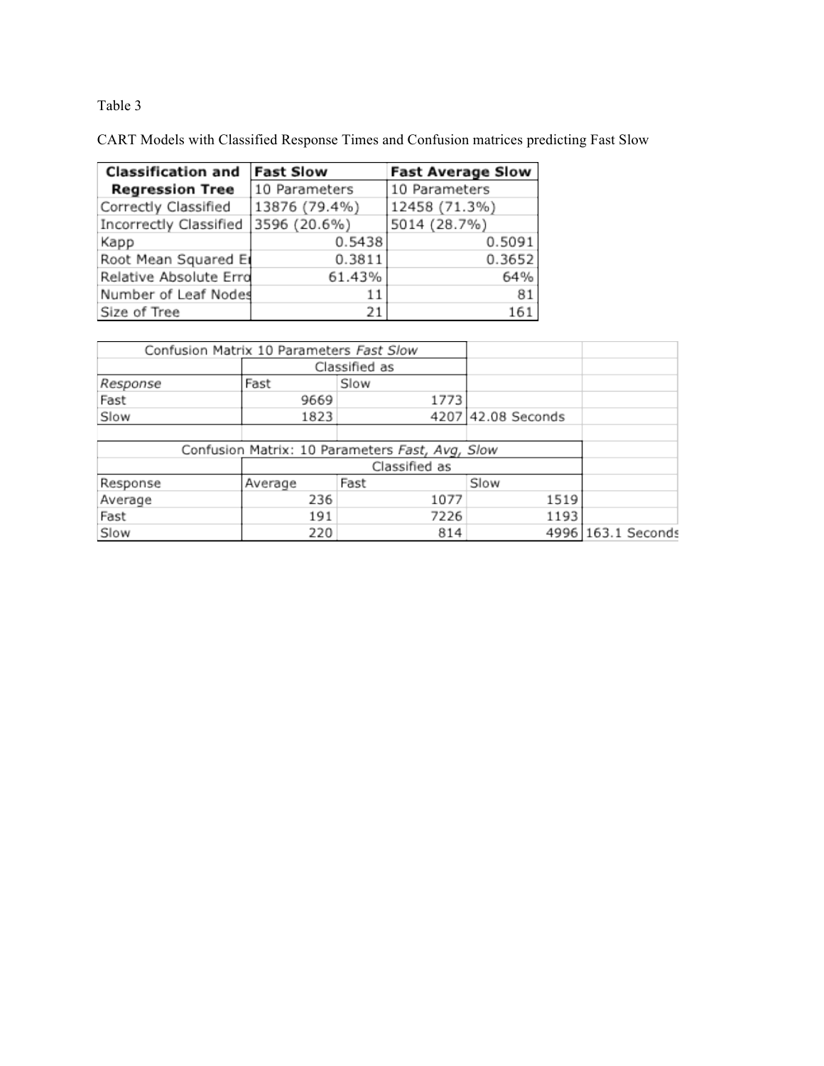Table 3

CART Models with Classified Response Times and Confusion matrices predicting Fast Slow

| **Classification and Regression Tree** | **Fast Slow** | **Fast Average Slow** |
|---|---|---|
| | 10 Parameters | 10 Parameters |
| Correctly Classified | 13876 (79.4%) | 12458 (71.3%) |
| Incorrectly Classified | 3596 (20.6%) | 5014 (28.7%) |
| Kapp | 0.5438 | 0.5091 |
| Root Mean Squared E | 0.3811 | 0.3652 |
| Relative Absolute Erro | 61.43% | 64% |
| Number of Leaf Nodes | 11 | 81 |
| Size of Tree | 21 | 161 |

| Confusion Matrix 10 Parameters *Fast Slow* | | | |
|---|---|---|---|
| | Classified as | | |
| *Response* | Fast | Slow | |
| Fast | 9669 | 1773 | |
| Slow | 1823 | 4207 | 42.08 Seconds |

| Confusion Matrix: 10 Parameters *Fast, Avg, Slow* | | | | |
|---|---|---|---|---|
| | Classified as | | | |
| Response | Average | Fast | Slow | |
| Average | 236 | 1077 | 1519 | |
| Fast | 191 | 7226 | 1193 | |
| Slow | 220 | 814 | 4996 | 163.1 Seconds |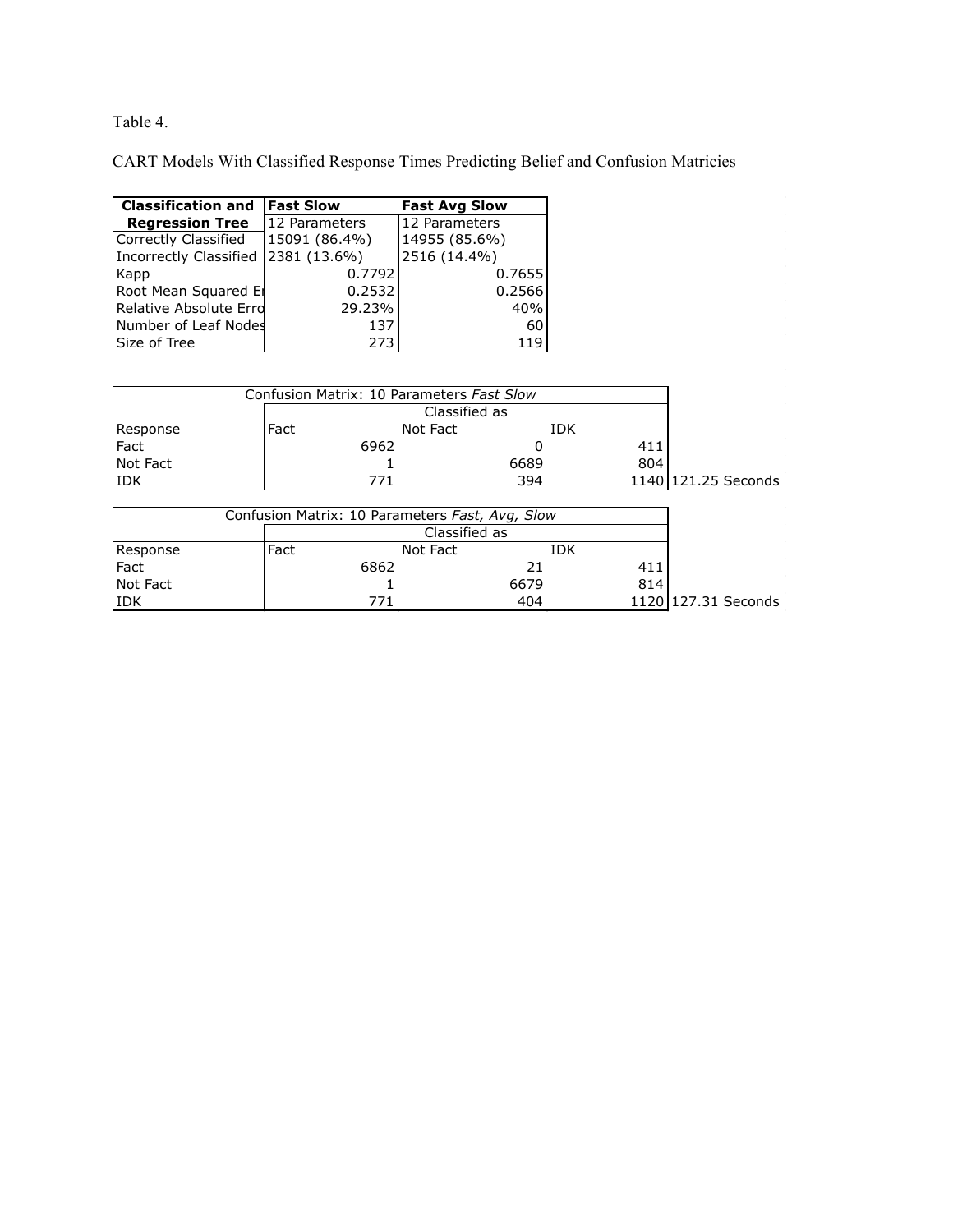Table 4.

CART Models With Classified Response Times Predicting Belief and Confusion Matricies

| **Classification and Regression Tree** | **Fast Slow** | **Fast Avg Slow** |
|---|---|---|
| | 12 Parameters | 12 Parameters |
| Correctly Classified | 15091 (86.4%) | 14955 (85.6%) |
| Incorrectly Classified | 2381 (13.6%) | 2516 (14.4%) |
| Kapp | 0.7792 | 0.7655 |
| Root Mean Squared Er | 0.2532 | 0.2566 |
| Relative Absolute Erro | 29.23% | 40% |
| Number of Leaf Nodes | 137 | 60 |
| Size of Tree | 273 | 119 |

| Confusion Matrix: 10 Parameters *Fast Slow* | | | | |
|---|---|---|---|---|
| | Classified as | | | |
| Response | Fact | Not Fact | IDK | |
| Fact | 6962 | 0 | 411 | |
| Not Fact | 1 | 6689 | 804 | |
| IDK | 771 | 394 | 1140 | 121.25 Seconds |

| Confusion Matrix: 10 Parameters *Fast, Avg, Slow* | | | | |
|---|---|---|---|---|
| | Classified as | | | |
| Response | Fact | Not Fact | IDK | |
| Fact | 6862 | 21 | 411 | |
| Not Fact | 1 | 6679 | 814 | |
| IDK | 771 | 404 | 1120 | 127.31 Seconds |